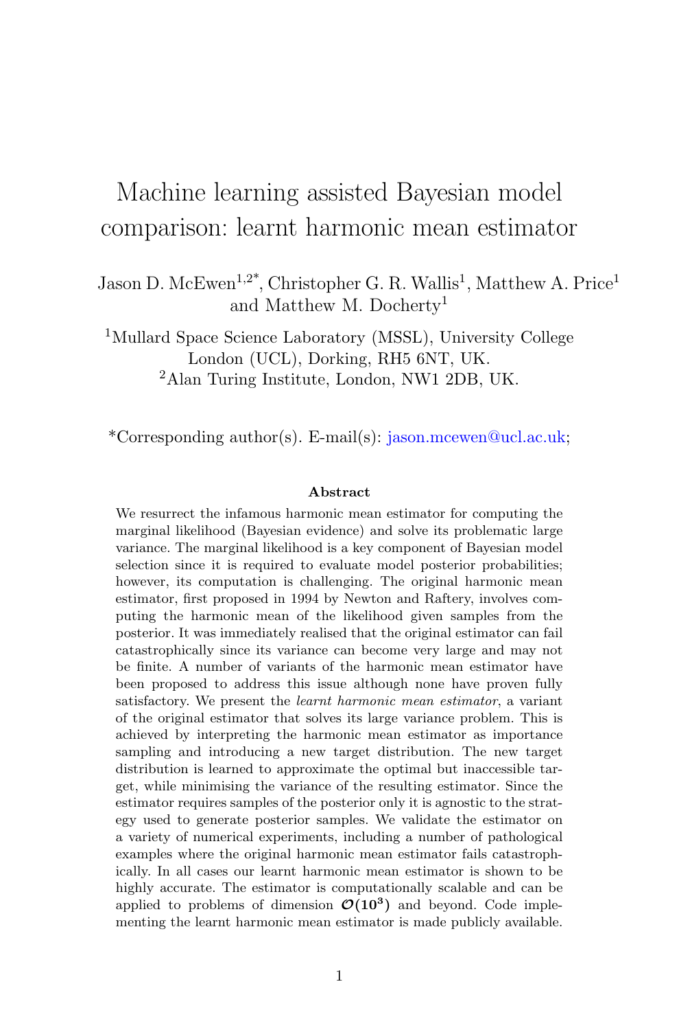# Machine learning assisted Bayesian model comparison: learnt harmonic mean estimator

Jason D. McEwen[1,2*], Christopher G. R. Wallis[1], Matthew A. Price[1] and Matthew M. Docherty[1]

[1]Mullard Space Science Laboratory (MSSL), University College London (UCL), Dorking, RH5 6NT, UK.

[2]Alan Turing Institute, London, NW1 2DB, UK.

*Corresponding author(s). E-mail(s): jason.mcewen@ucl.ac.uk;

**Abstract**

We resurrect the infamous harmonic mean estimator for computing the marginal likelihood (Bayesian evidence) and solve its problematic large variance. The marginal likelihood is a key component of Bayesian model selection since it is required to evaluate model posterior probabilities; however, its computation is challenging. The original harmonic mean estimator, first proposed in 1994 by Newton and Raftery, involves computing the harmonic mean of the likelihood given samples from the posterior. It was immediately realised that the original estimator can fail catastrophically since its variance can become very large and may not be finite. A number of variants of the harmonic mean estimator have been proposed to address this issue although none have proven fully satisfactory. We present the *learnt harmonic mean estimator*, a variant of the original estimator that solves its large variance problem. This is achieved by interpreting the harmonic mean estimator as importance sampling and introducing a new target distribution. The new target distribution is learned to approximate the optimal but inaccessible target, while minimising the variance of the resulting estimator. Since the estimator requires samples of the posterior only it is agnostic to the strategy used to generate posterior samples. We validate the estimator on a variety of numerical experiments, including a number of pathological examples where the original harmonic mean estimator fails catastrophically. In all cases our learnt harmonic mean estimator is shown to be highly accurate. The estimator is computationally scalable and can be applied to problems of dimension $\boldsymbol{\mathcal{O}(10^3)}$ and beyond. Code implementing the learnt harmonic mean estimator is made publicly available.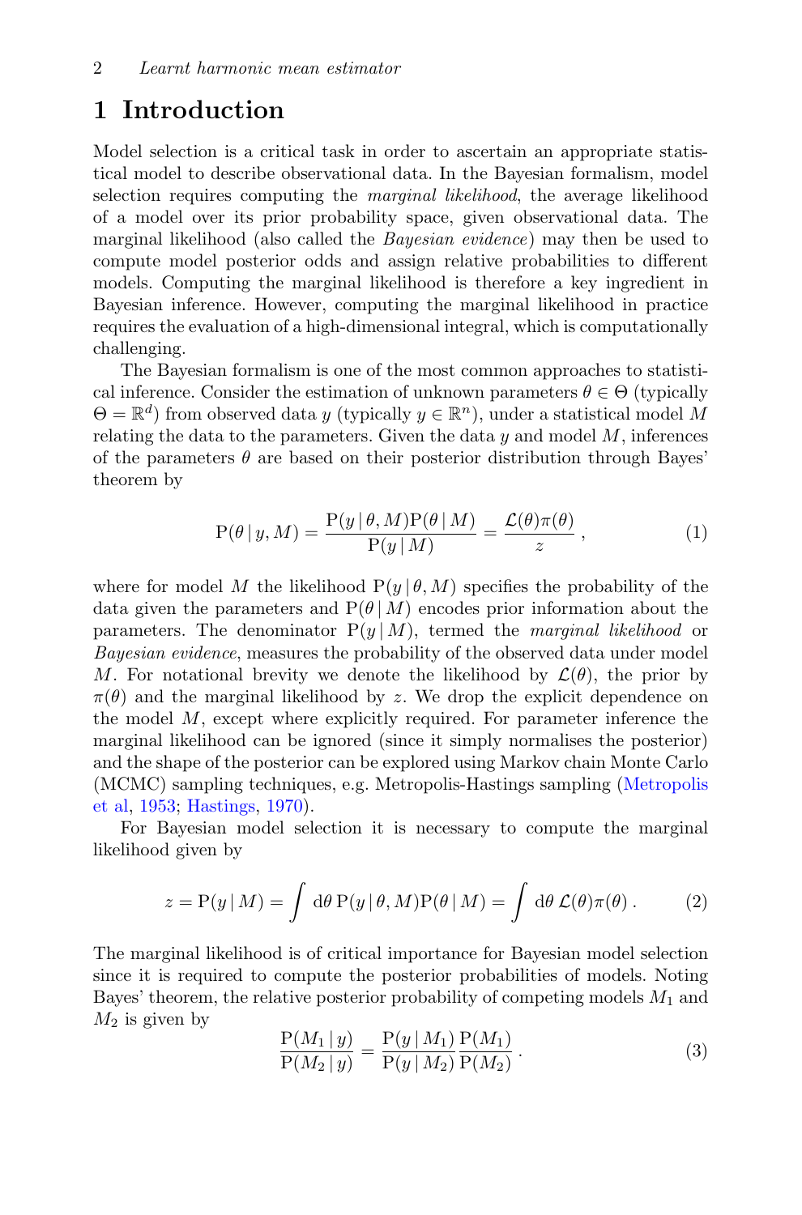# 1 Introduction

Model selection is a critical task in order to ascertain an appropriate statistical model to describe observational data. In the Bayesian formalism, model selection requires computing the *marginal likelihood*, the average likelihood of a model over its prior probability space, given observational data. The marginal likelihood (also called the *Bayesian evidence*) may then be used to compute model posterior odds and assign relative probabilities to different models. Computing the marginal likelihood is therefore a key ingredient in Bayesian inference. However, computing the marginal likelihood in practice requires the evaluation of a high-dimensional integral, which is computationally challenging.

The Bayesian formalism is one of the most common approaches to statistical inference. Consider the estimation of unknown parameters $\theta \in \Theta$ (typically $\Theta = \mathbb{R}^d$) from observed data $y$ (typically $y \in \mathbb{R}^n$), under a statistical model $M$ relating the data to the parameters. Given the data $y$ and model $M$, inferences of the parameters $\theta$ are based on their posterior distribution through Bayes' theorem by

$$\mathrm{P}(\theta \,|\, y, M) = \frac{\mathrm{P}(y \,|\, \theta, M)\mathrm{P}(\theta \,|\, M)}{\mathrm{P}(y \,|\, M)} = \frac{\mathcal{L}(\theta)\pi(\theta)}{z} \,, \tag{1}$$

where for model $M$ the likelihood $\mathrm{P}(y \,|\, \theta, M)$ specifies the probability of the data given the parameters and $\mathrm{P}(\theta \,|\, M)$ encodes prior information about the parameters. The denominator $\mathrm{P}(y \,|\, M)$, termed the *marginal likelihood* or *Bayesian evidence*, measures the probability of the observed data under model $M$. For notational brevity we denote the likelihood by $\mathcal{L}(\theta)$, the prior by $\pi(\theta)$ and the marginal likelihood by $z$. We drop the explicit dependence on the model $M$, except where explicitly required. For parameter inference the marginal likelihood can be ignored (since it simply normalises the posterior) and the shape of the posterior can be explored using Markov chain Monte Carlo (MCMC) sampling techniques, e.g. Metropolis-Hastings sampling (Metropolis et al, 1953; Hastings, 1970).

For Bayesian model selection it is necessary to compute the marginal likelihood given by

$$z = \mathrm{P}(y \,|\, M) = \int \mathrm{d}\theta \, \mathrm{P}(y \,|\, \theta, M)\mathrm{P}(\theta \,|\, M) = \int \mathrm{d}\theta \, \mathcal{L}(\theta)\pi(\theta) \,. \tag{2}$$

The marginal likelihood is of critical importance for Bayesian model selection since it is required to compute the posterior probabilities of models. Noting Bayes' theorem, the relative posterior probability of competing models $M_1$ and $M_2$ is given by

$$\frac{\mathrm{P}(M_1 \,|\, y)}{\mathrm{P}(M_2 \,|\, y)} = \frac{\mathrm{P}(y \,|\, M_1)}{\mathrm{P}(y \,|\, M_2)} \frac{\mathrm{P}(M_1)}{\mathrm{P}(M_2)} \,. \tag{3}$$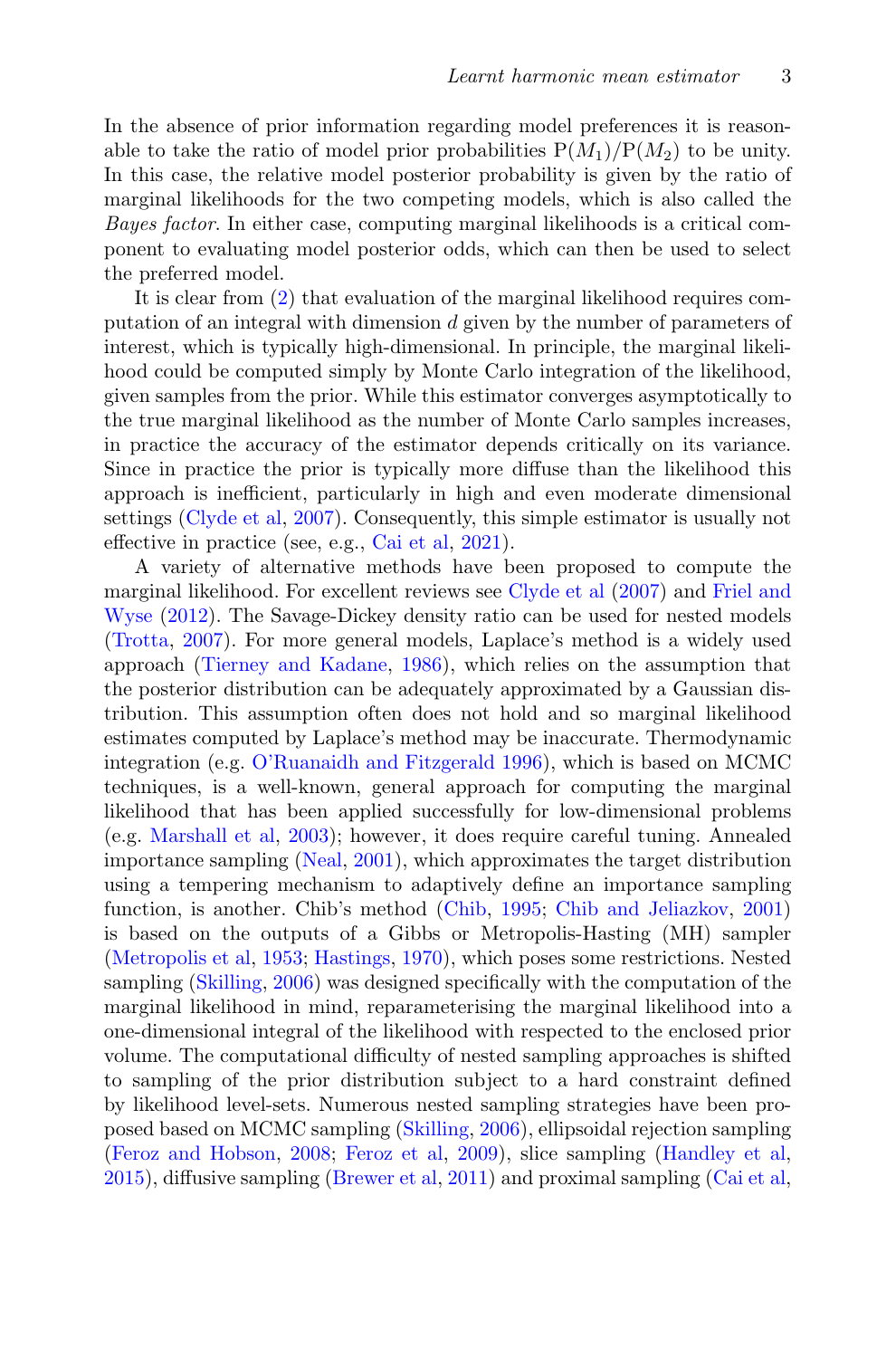In the absence of prior information regarding model preferences it is reasonable to take the ratio of model prior probabilities $\mathrm{P}(M_1)/\mathrm{P}(M_2)$ to be unity. In this case, the relative model posterior probability is given by the ratio of marginal likelihoods for the two competing models, which is also called the *Bayes factor*. In either case, computing marginal likelihoods is a critical component to evaluating model posterior odds, which can then be used to select the preferred model.

It is clear from (2) that evaluation of the marginal likelihood requires computation of an integral with dimension $d$ given by the number of parameters of interest, which is typically high-dimensional. In principle, the marginal likelihood could be computed simply by Monte Carlo integration of the likelihood, given samples from the prior. While this estimator converges asymptotically to the true marginal likelihood as the number of Monte Carlo samples increases, in practice the accuracy of the estimator depends critically on its variance. Since in practice the prior is typically more diffuse than the likelihood this approach is inefficient, particularly in high and even moderate dimensional settings (Clyde et al, 2007). Consequently, this simple estimator is usually not effective in practice (see, e.g., Cai et al, 2021).

A variety of alternative methods have been proposed to compute the marginal likelihood. For excellent reviews see Clyde et al (2007) and Friel and Wyse (2012). The Savage-Dickey density ratio can be used for nested models (Trotta, 2007). For more general models, Laplace's method is a widely used approach (Tierney and Kadane, 1986), which relies on the assumption that the posterior distribution can be adequately approximated by a Gaussian distribution. This assumption often does not hold and so marginal likelihood estimates computed by Laplace's method may be inaccurate. Thermodynamic integration (e.g. O'Ruanaidh and Fitzgerald 1996), which is based on MCMC techniques, is a well-known, general approach for computing the marginal likelihood that has been applied successfully for low-dimensional problems (e.g. Marshall et al, 2003); however, it does require careful tuning. Annealed importance sampling (Neal, 2001), which approximates the target distribution using a tempering mechanism to adaptively define an importance sampling function, is another. Chib's method (Chib, 1995; Chib and Jeliazkov, 2001) is based on the outputs of a Gibbs or Metropolis-Hasting (MH) sampler (Metropolis et al, 1953; Hastings, 1970), which poses some restrictions. Nested sampling (Skilling, 2006) was designed specifically with the computation of the marginal likelihood in mind, reparameterising the marginal likelihood into a one-dimensional integral of the likelihood with respected to the enclosed prior volume. The computational difficulty of nested sampling approaches is shifted to sampling of the prior distribution subject to a hard constraint defined by likelihood level-sets. Numerous nested sampling strategies have been proposed based on MCMC sampling (Skilling, 2006), ellipsoidal rejection sampling (Feroz and Hobson, 2008; Feroz et al, 2009), slice sampling (Handley et al, 2015), diffusive sampling (Brewer et al, 2011) and proximal sampling (Cai et al,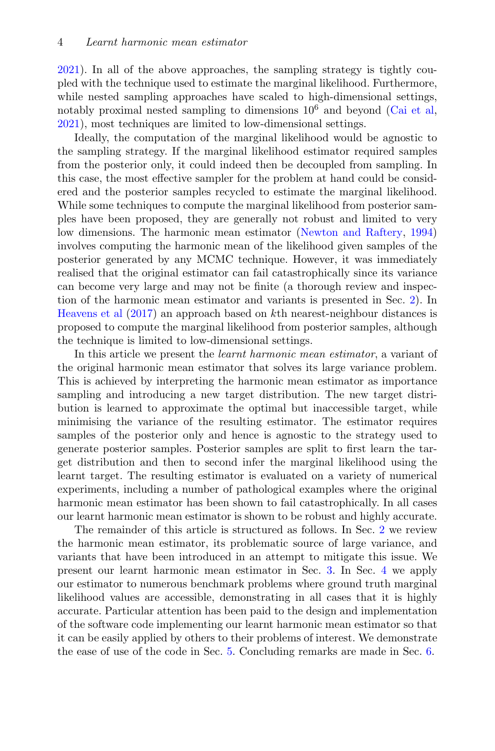2021). In all of the above approaches, the sampling strategy is tightly coupled with the technique used to estimate the marginal likelihood. Furthermore, while nested sampling approaches have scaled to high-dimensional settings, notably proximal nested sampling to dimensions $10^6$ and beyond (Cai et al, 2021), most techniques are limited to low-dimensional settings.

Ideally, the computation of the marginal likelihood would be agnostic to the sampling strategy. If the marginal likelihood estimator required samples from the posterior only, it could indeed then be decoupled from sampling. In this case, the most effective sampler for the problem at hand could be considered and the posterior samples recycled to estimate the marginal likelihood. While some techniques to compute the marginal likelihood from posterior samples have been proposed, they are generally not robust and limited to very low dimensions. The harmonic mean estimator (Newton and Raftery, 1994) involves computing the harmonic mean of the likelihood given samples of the posterior generated by any MCMC technique. However, it was immediately realised that the original estimator can fail catastrophically since its variance can become very large and may not be finite (a thorough review and inspection of the harmonic mean estimator and variants is presented in Sec. 2). In Heavens et al (2017) an approach based on $k$th nearest-neighbour distances is proposed to compute the marginal likelihood from posterior samples, although the technique is limited to low-dimensional settings.

In this article we present the *learnt harmonic mean estimator*, a variant of the original harmonic mean estimator that solves its large variance problem. This is achieved by interpreting the harmonic mean estimator as importance sampling and introducing a new target distribution. The new target distribution is learned to approximate the optimal but inaccessible target, while minimising the variance of the resulting estimator. The estimator requires samples of the posterior only and hence is agnostic to the strategy used to generate posterior samples. Posterior samples are split to first learn the target distribution and then to second infer the marginal likelihood using the learnt target. The resulting estimator is evaluated on a variety of numerical experiments, including a number of pathological examples where the original harmonic mean estimator has been shown to fail catastrophically. In all cases our learnt harmonic mean estimator is shown to be robust and highly accurate.

The remainder of this article is structured as follows. In Sec. 2 we review the harmonic mean estimator, its problematic source of large variance, and variants that have been introduced in an attempt to mitigate this issue. We present our learnt harmonic mean estimator in Sec. 3. In Sec. 4 we apply our estimator to numerous benchmark problems where ground truth marginal likelihood values are accessible, demonstrating in all cases that it is highly accurate. Particular attention has been paid to the design and implementation of the software code implementing our learnt harmonic mean estimator so that it can be easily applied by others to their problems of interest. We demonstrate the ease of use of the code in Sec. 5. Concluding remarks are made in Sec. 6.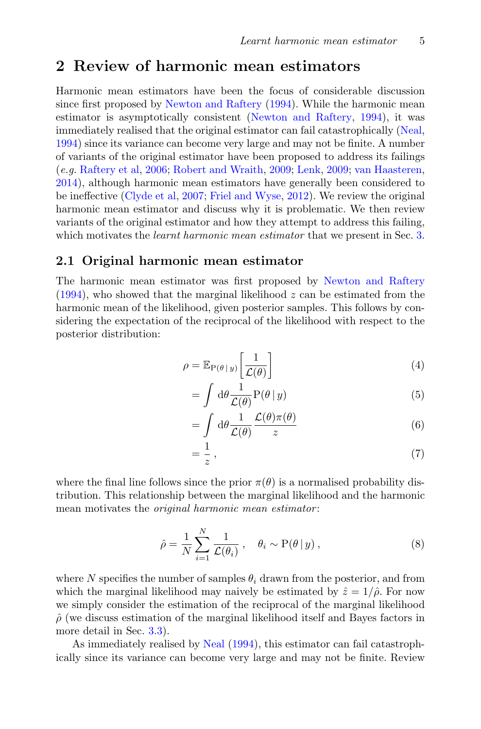## 2 Review of harmonic mean estimators

Harmonic mean estimators have been the focus of considerable discussion since first proposed by Newton and Raftery (1994). While the harmonic mean estimator is asymptotically consistent (Newton and Raftery, 1994), it was immediately realised that the original estimator can fail catastrophically (Neal, 1994) since its variance can become very large and may not be finite. A number of variants of the original estimator have been proposed to address its failings (*e.g.* Raftery et al, 2006; Robert and Wraith, 2009; Lenk, 2009; van Haasteren, 2014), although harmonic mean estimators have generally been considered to be ineffective (Clyde et al, 2007; Friel and Wyse, 2012). We review the original harmonic mean estimator and discuss why it is problematic. We then review variants of the original estimator and how they attempt to address this failing, which motivates the *learnt harmonic mean estimator* that we present in Sec. 3.

### 2.1 Original harmonic mean estimator

The harmonic mean estimator was first proposed by Newton and Raftery (1994), who showed that the marginal likelihood $z$ can be estimated from the harmonic mean of the likelihood, given posterior samples. This follows by considering the expectation of the reciprocal of the likelihood with respect to the posterior distribution:

$$
\begin{aligned}
\rho &= \mathbb{E}_{\mathrm{P}(\theta \,|\, y)}\left[\frac{1}{\mathcal{L}(\theta)}\right] && (4)\\
&= \int \mathrm{d}\theta \frac{1}{\mathcal{L}(\theta)} \mathrm{P}(\theta \,|\, y) && (5)\\
&= \int \mathrm{d}\theta \frac{1}{\mathcal{L}(\theta)} \frac{\mathcal{L}(\theta)\pi(\theta)}{z} && (6)\\
&= \frac{1}{z}\,, && (7)
\end{aligned}
$$

where the final line follows since the prior $\pi(\theta)$ is a normalised probability distribution. This relationship between the marginal likelihood and the harmonic mean motivates the *original harmonic mean estimator*:

$$
\hat{\rho} = \frac{1}{N} \sum_{i=1}^{N} \frac{1}{\mathcal{L}(\theta_i)}\,, \quad \theta_i \sim \mathrm{P}(\theta \,|\, y)\,, \tag{8}
$$

where $N$ specifies the number of samples $\theta_i$ drawn from the posterior, and from which the marginal likelihood may naively be estimated by $\hat{z} = 1/\hat{\rho}$. For now we simply consider the estimation of the reciprocal of the marginal likelihood $\hat{\rho}$ (we discuss estimation of the marginal likelihood itself and Bayes factors in more detail in Sec. 3.3).

As immediately realised by Neal (1994), this estimator can fail catastrophically since its variance can become very large and may not be finite. Review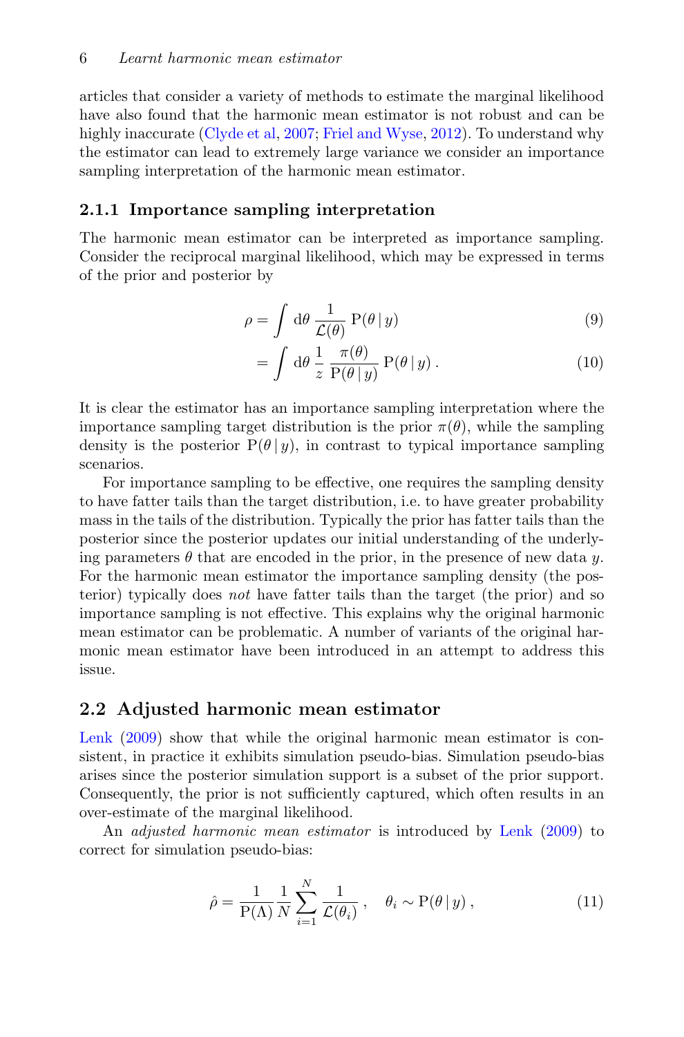articles that consider a variety of methods to estimate the marginal likelihood have also found that the harmonic mean estimator is not robust and can be highly inaccurate (Clyde et al, 2007; Friel and Wyse, 2012). To understand why the estimator can lead to extremely large variance we consider an importance sampling interpretation of the harmonic mean estimator.

### 2.1.1 Importance sampling interpretation

The harmonic mean estimator can be interpreted as importance sampling. Consider the reciprocal marginal likelihood, which may be expressed in terms of the prior and posterior by

$$\rho = \int \mathrm{d}\theta \, \frac{1}{\mathcal{L}(\theta)} \, \mathrm{P}(\theta \,|\, y) \tag{9}$$

$$= \int \mathrm{d}\theta \, \frac{1}{z} \, \frac{\pi(\theta)}{\mathrm{P}(\theta \,|\, y)} \, \mathrm{P}(\theta \,|\, y) \, . \tag{10}$$

It is clear the estimator has an importance sampling interpretation where the importance sampling target distribution is the prior $\pi(\theta)$, while the sampling density is the posterior $\mathrm{P}(\theta \,|\, y)$, in contrast to typical importance sampling scenarios.

For importance sampling to be effective, one requires the sampling density to have fatter tails than the target distribution, i.e. to have greater probability mass in the tails of the distribution. Typically the prior has fatter tails than the posterior since the posterior updates our initial understanding of the underlying parameters $\theta$ that are encoded in the prior, in the presence of new data $y$. For the harmonic mean estimator the importance sampling density (the posterior) typically does *not* have fatter tails than the target (the prior) and so importance sampling is not effective. This explains why the original harmonic mean estimator can be problematic. A number of variants of the original harmonic mean estimator have been introduced in an attempt to address this issue.

## 2.2 Adjusted harmonic mean estimator

Lenk (2009) show that while the original harmonic mean estimator is consistent, in practice it exhibits simulation pseudo-bias. Simulation pseudo-bias arises since the posterior simulation support is a subset of the prior support. Consequently, the prior is not sufficiently captured, which often results in an over-estimate of the marginal likelihood.

An *adjusted harmonic mean estimator* is introduced by Lenk (2009) to correct for simulation pseudo-bias:

$$\hat{\rho} = \frac{1}{\mathrm{P}(\Lambda)} \frac{1}{N} \sum_{i=1}^{N} \frac{1}{\mathcal{L}(\theta_i)} \, , \quad \theta_i \sim \mathrm{P}(\theta \,|\, y) \, , \tag{11}$$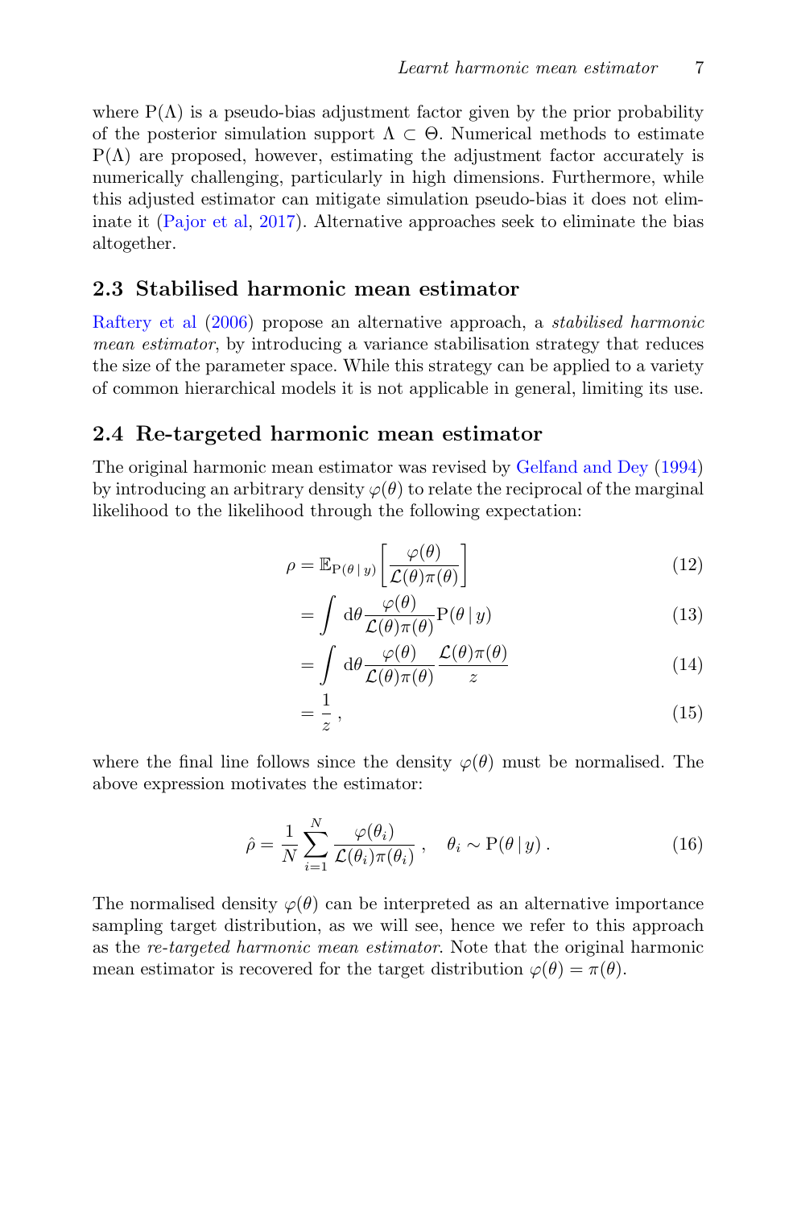where $\mathrm{P}(\Lambda)$ is a pseudo-bias adjustment factor given by the prior probability of the posterior simulation support $\Lambda \subset \Theta$. Numerical methods to estimate $\mathrm{P}(\Lambda)$ are proposed, however, estimating the adjustment factor accurately is numerically challenging, particularly in high dimensions. Furthermore, while this adjusted estimator can mitigate simulation pseudo-bias it does not eliminate it (Pajor et al, 2017). Alternative approaches seek to eliminate the bias altogether.

## 2.3 Stabilised harmonic mean estimator

Raftery et al (2006) propose an alternative approach, a *stabilised harmonic mean estimator*, by introducing a variance stabilisation strategy that reduces the size of the parameter space. While this strategy can be applied to a variety of common hierarchical models it is not applicable in general, limiting its use.

## 2.4 Re-targeted harmonic mean estimator

The original harmonic mean estimator was revised by Gelfand and Dey (1994) by introducing an arbitrary density $\varphi(\theta)$ to relate the reciprocal of the marginal likelihood to the likelihood through the following expectation:

$$
\begin{aligned}
\rho &= \mathbb{E}_{\mathrm{P}(\theta \,|\, y)}\left[\frac{\varphi(\theta)}{\mathcal{L}(\theta)\pi(\theta)}\right] && (12)\\
&= \int \mathrm{d}\theta \frac{\varphi(\theta)}{\mathcal{L}(\theta)\pi(\theta)} \mathrm{P}(\theta \,|\, y) && (13)\\
&= \int \mathrm{d}\theta \frac{\varphi(\theta)}{\mathcal{L}(\theta)\pi(\theta)} \frac{\mathcal{L}(\theta)\pi(\theta)}{z} && (14)\\
&= \frac{1}{z}\,, && (15)
\end{aligned}
$$

where the final line follows since the density $\varphi(\theta)$ must be normalised. The above expression motivates the estimator:

$$
\hat{\rho} = \frac{1}{N} \sum_{i=1}^{N} \frac{\varphi(\theta_i)}{\mathcal{L}(\theta_i)\pi(\theta_i)}\,, \quad \theta_i \sim \mathrm{P}(\theta \,|\, y)\,. \tag{16}
$$

The normalised density $\varphi(\theta)$ can be interpreted as an alternative importance sampling target distribution, as we will see, hence we refer to this approach as the *re-targeted harmonic mean estimator*. Note that the original harmonic mean estimator is recovered for the target distribution $\varphi(\theta) = \pi(\theta)$.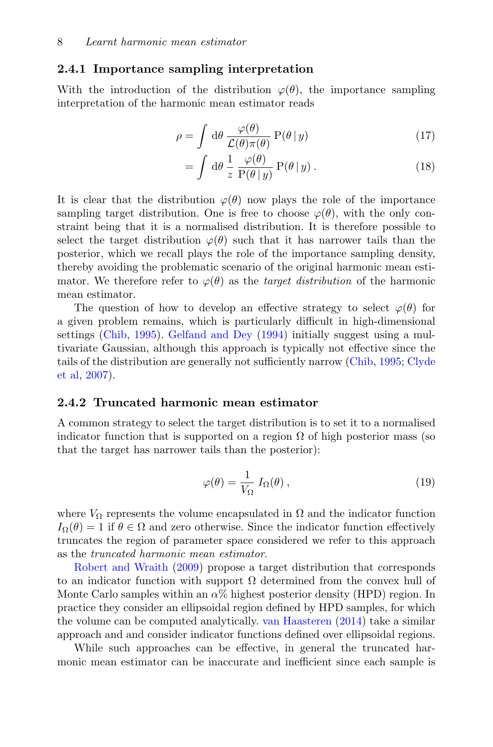### 2.4.1 Importance sampling interpretation

With the introduction of the distribution $\varphi(\theta)$, the importance sampling interpretation of the harmonic mean estimator reads

$$\rho = \int \mathrm{d}\theta \, \frac{\varphi(\theta)}{\mathcal{L}(\theta)\pi(\theta)} \, \mathrm{P}(\theta \,|\, y) \tag{17}$$

$$= \int \mathrm{d}\theta \, \frac{1}{z} \, \frac{\varphi(\theta)}{\mathrm{P}(\theta \,|\, y)} \, \mathrm{P}(\theta \,|\, y) \, . \tag{18}$$

It is clear that the distribution $\varphi(\theta)$ now plays the role of the importance sampling target distribution. One is free to choose $\varphi(\theta)$, with the only constraint being that it is a normalised distribution. It is therefore possible to select the target distribution $\varphi(\theta)$ such that it has narrower tails than the posterior, which we recall plays the role of the importance sampling density, thereby avoiding the problematic scenario of the original harmonic mean estimator. We therefore refer to $\varphi(\theta)$ as the *target distribution* of the harmonic mean estimator.

The question of how to develop an effective strategy to select $\varphi(\theta)$ for a given problem remains, which is particularly difficult in high-dimensional settings (Chib, 1995). Gelfand and Dey (1994) initially suggest using a multivariate Gaussian, although this approach is typically not effective since the tails of the distribution are generally not sufficiently narrow (Chib, 1995; Clyde et al, 2007).

### 2.4.2 Truncated harmonic mean estimator

A common strategy to select the target distribution is to set it to a normalised indicator function that is supported on a region $\Omega$ of high posterior mass (so that the target has narrower tails than the posterior):

$$\varphi(\theta) = \frac{1}{V_\Omega} \, I_\Omega(\theta) \, , \tag{19}$$

where $V_\Omega$ represents the volume encapsulated in $\Omega$ and the indicator function $I_\Omega(\theta) = 1$ if $\theta \in \Omega$ and zero otherwise. Since the indicator function effectively truncates the region of parameter space considered we refer to this approach as the *truncated harmonic mean estimator*.

Robert and Wraith (2009) propose a target distribution that corresponds to an indicator function with support $\Omega$ determined from the convex hull of Monte Carlo samples within an $\alpha\%$ highest posterior density (HPD) region. In practice they consider an ellipsoidal region defined by HPD samples, for which the volume can be computed analytically. van Haasteren (2014) take a similar approach and and consider indicator functions defined over ellipsoidal regions.

While such approaches can be effective, in general the truncated harmonic mean estimator can be inaccurate and inefficient since each sample is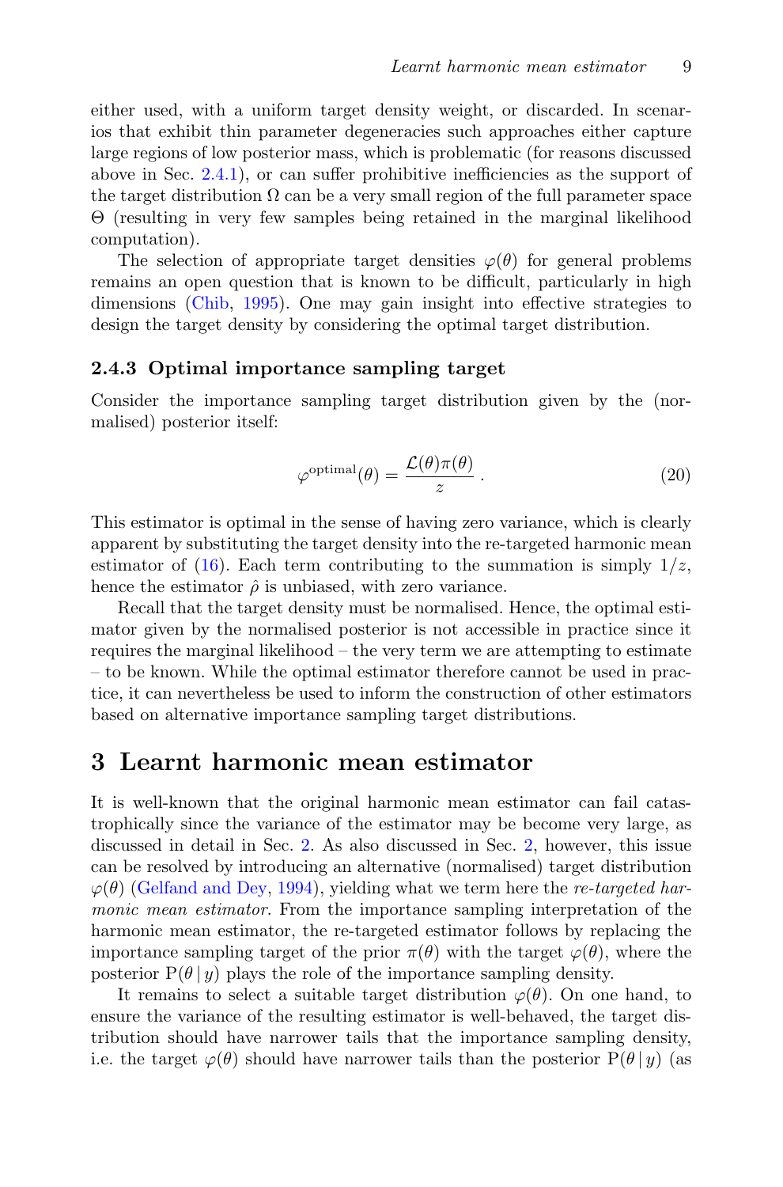either used, with a uniform target density weight, or discarded. In scenarios that exhibit thin parameter degeneracies such approaches either capture large regions of low posterior mass, which is problematic (for reasons discussed above in Sec. 2.4.1), or can suffer prohibitive inefficiencies as the support of the target distribution $\Omega$ can be a very small region of the full parameter space $\Theta$ (resulting in very few samples being retained in the marginal likelihood computation).

The selection of appropriate target densities $\varphi(\theta)$ for general problems remains an open question that is known to be difficult, particularly in high dimensions (Chib, 1995). One may gain insight into effective strategies to design the target density by considering the optimal target distribution.

### 2.4.3 Optimal importance sampling target

Consider the importance sampling target distribution given by the (normalised) posterior itself:

$$\varphi^{\text{optimal}}(\theta) = \frac{\mathcal{L}(\theta)\pi(\theta)}{z} \,. \tag{20}$$

This estimator is optimal in the sense of having zero variance, which is clearly apparent by substituting the target density into the re-targeted harmonic mean estimator of (16). Each term contributing to the summation is simply $1/z$, hence the estimator $\hat{\rho}$ is unbiased, with zero variance.

Recall that the target density must be normalised. Hence, the optimal estimator given by the normalised posterior is not accessible in practice since it requires the marginal likelihood – the very term we are attempting to estimate – to be known. While the optimal estimator therefore cannot be used in practice, it can nevertheless be used to inform the construction of other estimators based on alternative importance sampling target distributions.

## 3 Learnt harmonic mean estimator

It is well-known that the original harmonic mean estimator can fail catastrophically since the variance of the estimator may be become very large, as discussed in detail in Sec. 2. As also discussed in Sec. 2, however, this issue can be resolved by introducing an alternative (normalised) target distribution $\varphi(\theta)$ (Gelfand and Dey, 1994), yielding what we term here the *re-targeted harmonic mean estimator*. From the importance sampling interpretation of the harmonic mean estimator, the re-targeted estimator follows by replacing the importance sampling target of the prior $\pi(\theta)$ with the target $\varphi(\theta)$, where the posterior $\mathrm{P}(\theta \,|\, y)$ plays the role of the importance sampling density.

It remains to select a suitable target distribution $\varphi(\theta)$. On one hand, to ensure the variance of the resulting estimator is well-behaved, the target distribution should have narrower tails that the importance sampling density, i.e. the target $\varphi(\theta)$ should have narrower tails than the posterior $\mathrm{P}(\theta \,|\, y)$ (as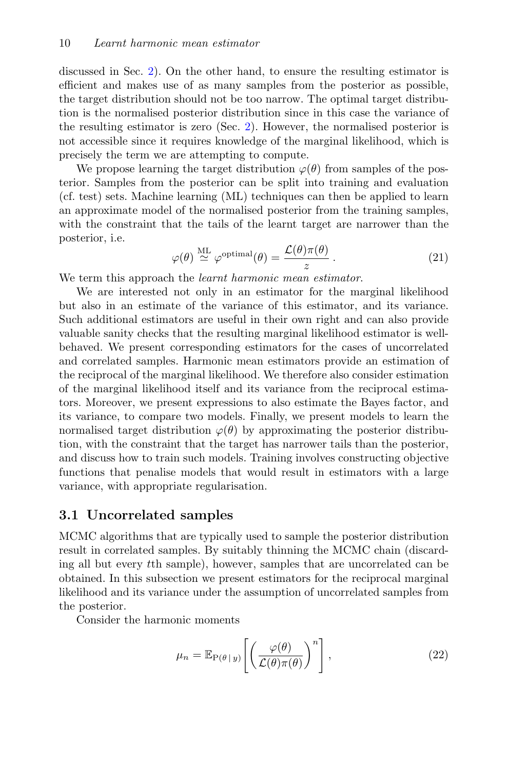discussed in Sec. 2). On the other hand, to ensure the resulting estimator is efficient and makes use of as many samples from the posterior as possible, the target distribution should not be too narrow. The optimal target distribution is the normalised posterior distribution since in this case the variance of the resulting estimator is zero (Sec. 2). However, the normalised posterior is not accessible since it requires knowledge of the marginal likelihood, which is precisely the term we are attempting to compute.

We propose learning the target distribution $\varphi(\theta)$ from samples of the posterior. Samples from the posterior can be split into training and evaluation (cf. test) sets. Machine learning (ML) techniques can then be applied to learn an approximate model of the normalised posterior from the training samples, with the constraint that the tails of the learnt target are narrower than the posterior, i.e.

$$\varphi(\theta) \overset{\text{ML}}{\simeq} \varphi^{\text{optimal}}(\theta) = \frac{\mathcal{L}(\theta)\pi(\theta)}{z} \, . \tag{21}$$

We term this approach the *learnt harmonic mean estimator*.

We are interested not only in an estimator for the marginal likelihood but also in an estimate of the variance of this estimator, and its variance. Such additional estimators are useful in their own right and can also provide valuable sanity checks that the resulting marginal likelihood estimator is well-behaved. We present corresponding estimators for the cases of uncorrelated and correlated samples. Harmonic mean estimators provide an estimation of the reciprocal of the marginal likelihood. We therefore also consider estimation of the marginal likelihood itself and its variance from the reciprocal estimators. Moreover, we present expressions to also estimate the Bayes factor, and its variance, to compare two models. Finally, we present models to learn the normalised target distribution $\varphi(\theta)$ by approximating the posterior distribution, with the constraint that the target has narrower tails than the posterior, and discuss how to train such models. Training involves constructing objective functions that penalise models that would result in estimators with a large variance, with appropriate regularisation.

## 3.1 Uncorrelated samples

MCMC algorithms that are typically used to sample the posterior distribution result in correlated samples. By suitably thinning the MCMC chain (discarding all but every $t$th sample), however, samples that are uncorrelated can be obtained. In this subsection we present estimators for the reciprocal marginal likelihood and its variance under the assumption of uncorrelated samples from the posterior.

Consider the harmonic moments

$$\mu_n = \mathbb{E}_{\mathrm{P}(\theta \,|\, y)} \left[ \left( \frac{\varphi(\theta)}{\mathcal{L}(\theta)\pi(\theta)} \right)^n \right] , \tag{22}$$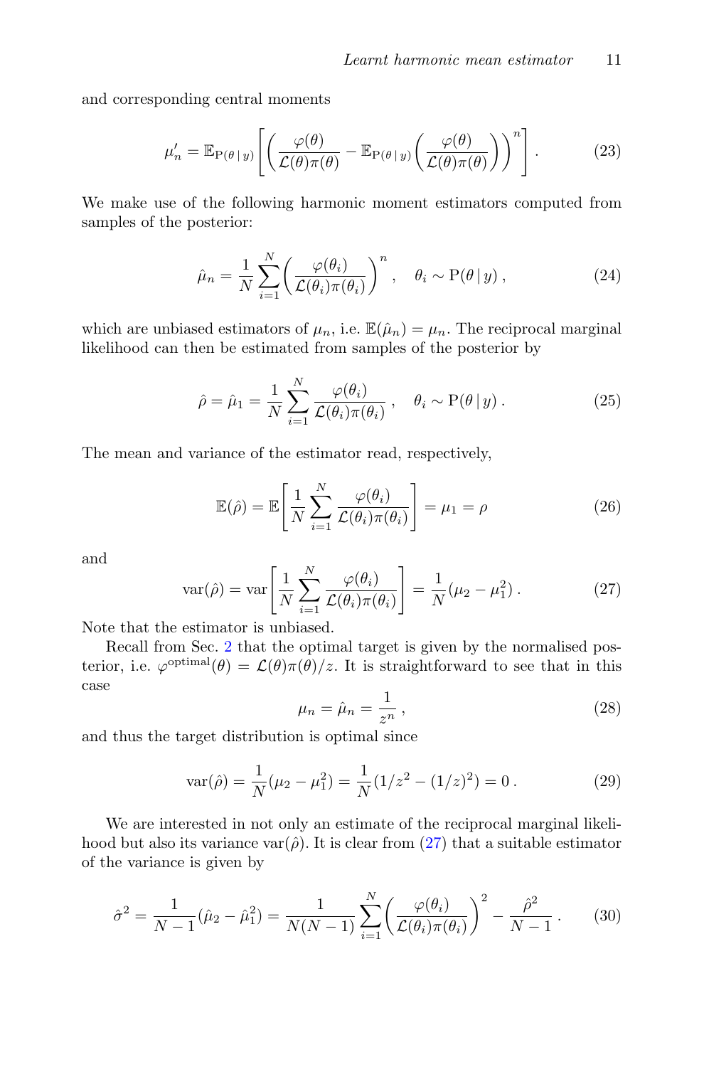and corresponding central moments

$$\mu_n' = \mathbb{E}_{\mathrm{P}(\theta \,|\, y)}\Bigg[\bigg(\frac{\varphi(\theta)}{\mathcal{L}(\theta)\pi(\theta)} - \mathbb{E}_{\mathrm{P}(\theta \,|\, y)}\bigg(\frac{\varphi(\theta)}{\mathcal{L}(\theta)\pi(\theta)}\bigg)\bigg)^n\Bigg] . \tag{23}$$

We make use of the following harmonic moment estimators computed from samples of the posterior:

$$\hat{\mu}_n = \frac{1}{N}\sum_{i=1}^{N}\bigg(\frac{\varphi(\theta_i)}{\mathcal{L}(\theta_i)\pi(\theta_i)}\bigg)^n , \quad \theta_i \sim \mathrm{P}(\theta \,|\, y) , \tag{24}$$

which are unbiased estimators of $\mu_n$, i.e. $\mathbb{E}(\hat{\mu}_n) = \mu_n$. The reciprocal marginal likelihood can then be estimated from samples of the posterior by

$$\hat{\rho} = \hat{\mu}_1 = \frac{1}{N}\sum_{i=1}^{N}\frac{\varphi(\theta_i)}{\mathcal{L}(\theta_i)\pi(\theta_i)} , \quad \theta_i \sim \mathrm{P}(\theta \,|\, y) . \tag{25}$$

The mean and variance of the estimator read, respectively,

$$\mathbb{E}(\hat{\rho}) = \mathbb{E}\Bigg[\frac{1}{N}\sum_{i=1}^{N}\frac{\varphi(\theta_i)}{\mathcal{L}(\theta_i)\pi(\theta_i)}\Bigg] = \mu_1 = \rho \tag{26}$$

and

$$\mathrm{var}(\hat{\rho}) = \mathrm{var}\Bigg[\frac{1}{N}\sum_{i=1}^{N}\frac{\varphi(\theta_i)}{\mathcal{L}(\theta_i)\pi(\theta_i)}\Bigg] = \frac{1}{N}(\mu_2 - \mu_1^2) . \tag{27}$$

Note that the estimator is unbiased.

Recall from Sec. 2 that the optimal target is given by the normalised posterior, i.e. $\varphi^{\mathrm{optimal}}(\theta) = \mathcal{L}(\theta)\pi(\theta)/z$. It is straightforward to see that in this case

$$\mu_n = \hat{\mu}_n = \frac{1}{z^n} , \tag{28}$$

and thus the target distribution is optimal since

$$\mathrm{var}(\hat{\rho}) = \frac{1}{N}(\mu_2 - \mu_1^2) = \frac{1}{N}(1/z^2 - (1/z)^2) = 0 . \tag{29}$$

We are interested in not only an estimate of the reciprocal marginal likelihood but also its variance $\mathrm{var}(\hat{\rho})$. It is clear from (27) that a suitable estimator of the variance is given by

$$\hat{\sigma}^2 = \frac{1}{N-1}(\hat{\mu}_2 - \hat{\mu}_1^2) = \frac{1}{N(N-1)}\sum_{i=1}^{N}\bigg(\frac{\varphi(\theta_i)}{\mathcal{L}(\theta_i)\pi(\theta_i)}\bigg)^2 - \frac{\hat{\rho}^2}{N-1} . \tag{30}$$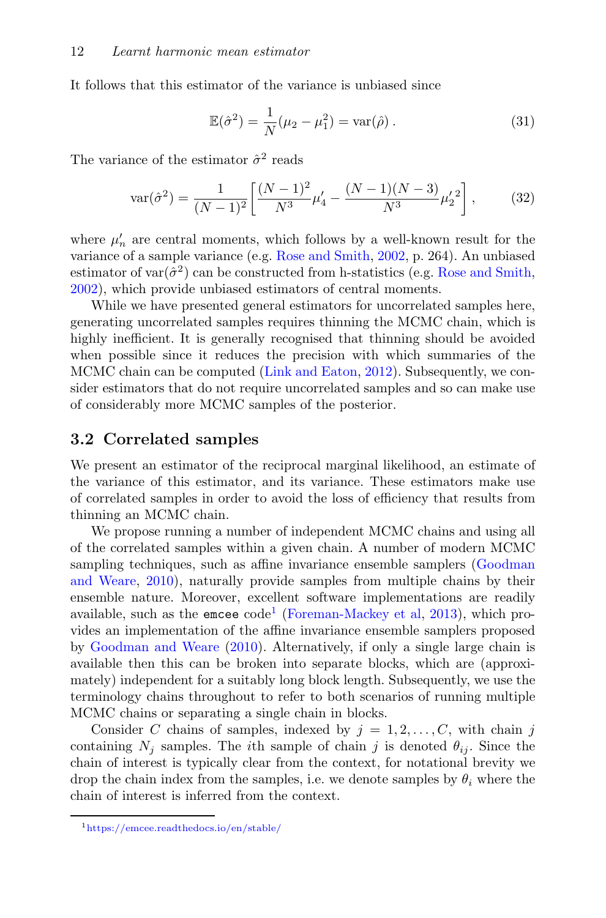It follows that this estimator of the variance is unbiased since

$$\mathbb{E}(\hat{\sigma}^2) = \frac{1}{N}(\mu_2 - \mu_1^2) = \text{var}(\hat{\rho}) \, . \tag{31}$$

The variance of the estimator $\hat{\sigma}^2$ reads

$$\text{var}(\hat{\sigma}^2) = \frac{1}{(N-1)^2}\left[\frac{(N-1)^2}{N^3}\mu_4' - \frac{(N-1)(N-3)}{N^3}{\mu_2'}^2\right] , \tag{32}$$

where $\mu_n'$ are central moments, which follows by a well-known result for the variance of a sample variance (e.g. Rose and Smith, 2002, p. 264). An unbiased estimator of $\text{var}(\hat{\sigma}^2)$ can be constructed from h-statistics (e.g. Rose and Smith, 2002), which provide unbiased estimators of central moments.

While we have presented general estimators for uncorrelated samples here, generating uncorrelated samples requires thinning the MCMC chain, which is highly inefficient. It is generally recognised that thinning should be avoided when possible since it reduces the precision with which summaries of the MCMC chain can be computed (Link and Eaton, 2012). Subsequently, we consider estimators that do not require uncorrelated samples and so can make use of considerably more MCMC samples of the posterior.

## 3.2 Correlated samples

We present an estimator of the reciprocal marginal likelihood, an estimate of the variance of this estimator, and its variance. These estimators make use of correlated samples in order to avoid the loss of efficiency that results from thinning an MCMC chain.

We propose running a number of independent MCMC chains and using all of the correlated samples within a given chain. A number of modern MCMC sampling techniques, such as affine invariance ensemble samplers (Goodman and Weare, 2010), naturally provide samples from multiple chains by their ensemble nature. Moreover, excellent software implementations are readily available, such as the `emcee` code[1] (Foreman-Mackey et al, 2013), which provides an implementation of the affine invariance ensemble samplers proposed by Goodman and Weare (2010). Alternatively, if only a single large chain is available then this can be broken into separate blocks, which are (approximately) independent for a suitably long block length. Subsequently, we use the terminology chains throughout to refer to both scenarios of running multiple MCMC chains or separating a single chain in blocks.

Consider $C$ chains of samples, indexed by $j = 1, 2, \ldots, C$, with chain $j$ containing $N_j$ samples. The $i$th sample of chain $j$ is denoted $\theta_{ij}$. Since the chain of interest is typically clear from the context, for notational brevity we drop the chain index from the samples, i.e. we denote samples by $\theta_i$ where the chain of interest is inferred from the context.

[1] https://emcee.readthedocs.io/en/stable/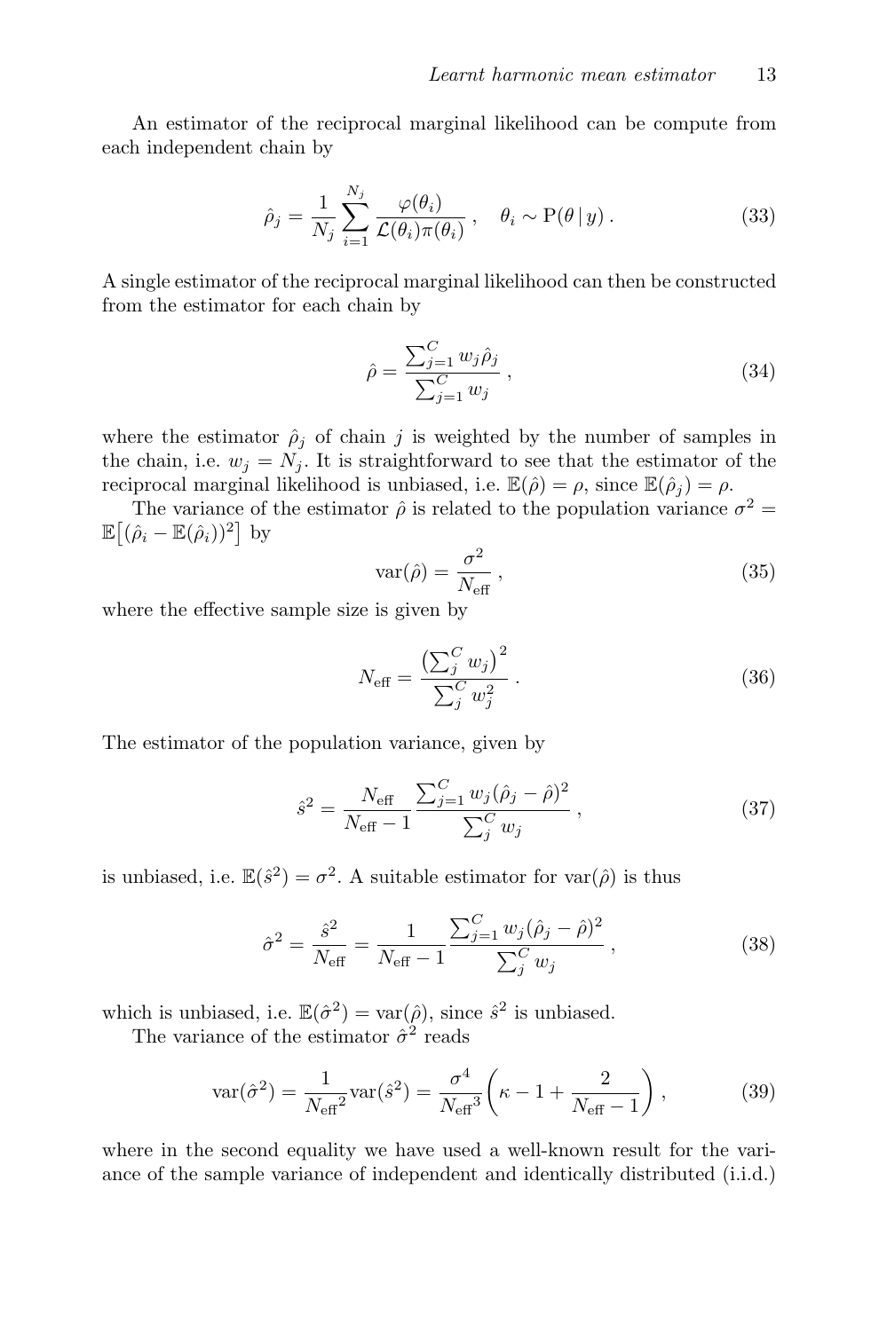An estimator of the reciprocal marginal likelihood can be compute from each independent chain by

$$\hat{\rho}_j = \frac{1}{N_j} \sum_{i=1}^{N_j} \frac{\varphi(\theta_i)}{\mathcal{L}(\theta_i)\pi(\theta_i)} , \quad \theta_i \sim \mathrm{P}(\theta \,|\, y) . \tag{33}$$

A single estimator of the reciprocal marginal likelihood can then be constructed from the estimator for each chain by

$$\hat{\rho} = \frac{\sum_{j=1}^{C} w_j \hat{\rho}_j}{\sum_{j=1}^{C} w_j} , \tag{34}$$

where the estimator $\hat{\rho}_j$ of chain $j$ is weighted by the number of samples in the chain, i.e. $w_j = N_j$. It is straightforward to see that the estimator of the reciprocal marginal likelihood is unbiased, i.e. $\mathbb{E}(\hat{\rho}) = \rho$, since $\mathbb{E}(\hat{\rho}_j) = \rho$.

The variance of the estimator $\hat{\rho}$ is related to the population variance $\sigma^2 = \mathbb{E}\big[(\hat{\rho}_i - \mathbb{E}(\hat{\rho}_i))^2\big]$ by

$$\mathrm{var}(\hat{\rho}) = \frac{\sigma^2}{N_{\mathrm{eff}}} , \tag{35}$$

where the effective sample size is given by

$$N_{\mathrm{eff}} = \frac{\left(\sum_j^C w_j\right)^2}{\sum_j^C w_j^2} . \tag{36}$$

The estimator of the population variance, given by

$$\hat{s}^2 = \frac{N_{\mathrm{eff}}}{N_{\mathrm{eff}} - 1} \frac{\sum_{j=1}^{C} w_j (\hat{\rho}_j - \hat{\rho})^2}{\sum_j^C w_j} , \tag{37}$$

is unbiased, i.e. $\mathbb{E}(\hat{s}^2) = \sigma^2$. A suitable estimator for $\mathrm{var}(\hat{\rho})$ is thus

$$\hat{\sigma}^2 = \frac{\hat{s}^2}{N_{\mathrm{eff}}} = \frac{1}{N_{\mathrm{eff}} - 1} \frac{\sum_{j=1}^{C} w_j (\hat{\rho}_j - \hat{\rho})^2}{\sum_j^C w_j} , \tag{38}$$

which is unbiased, i.e. $\mathbb{E}(\hat{\sigma}^2) = \mathrm{var}(\hat{\rho})$, since $\hat{s}^2$ is unbiased.

The variance of the estimator $\hat{\sigma}^2$ reads

$$\mathrm{var}(\hat{\sigma}^2) = \frac{1}{{N_{\mathrm{eff}}}^2} \mathrm{var}(\hat{s}^2) = \frac{\sigma^4}{{N_{\mathrm{eff}}}^3} \left( \kappa - 1 + \frac{2}{N_{\mathrm{eff}} - 1} \right) , \tag{39}$$

where in the second equality we have used a well-known result for the variance of the sample variance of independent and identically distributed (i.i.d.)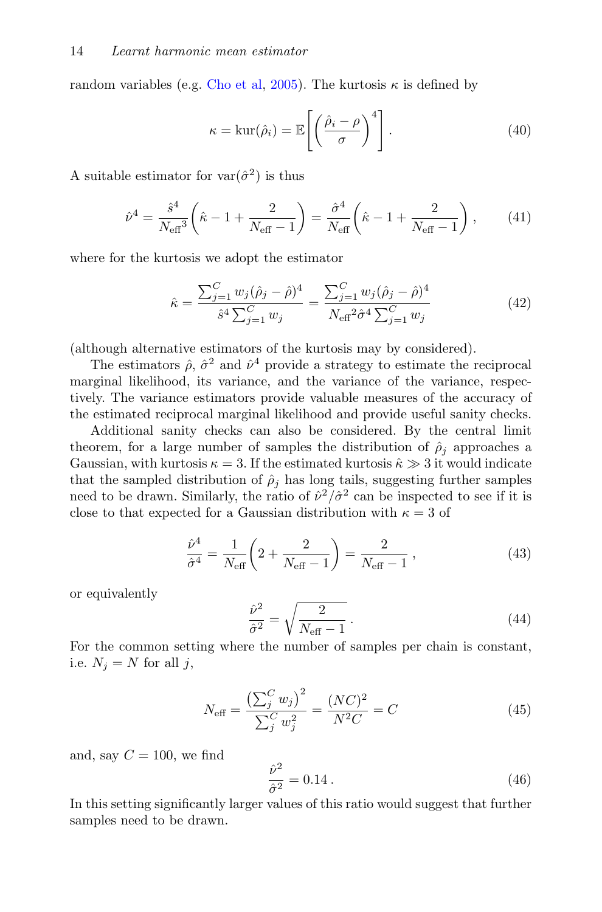random variables (e.g. Cho et al, 2005). The kurtosis $\kappa$ is defined by

$$\kappa = \mathrm{kur}(\hat{\rho}_i) = \mathbb{E}\left[\left(\frac{\hat{\rho}_i - \rho}{\sigma}\right)^4\right]. \tag{40}$$

A suitable estimator for $\mathrm{var}(\hat{\sigma}^2)$ is thus

$$\hat{\nu}^4 = \frac{\hat{s}^4}{{N_{\mathrm{eff}}}^3}\left(\hat{\kappa} - 1 + \frac{2}{N_{\mathrm{eff}} - 1}\right) = \frac{\hat{\sigma}^4}{N_{\mathrm{eff}}}\left(\hat{\kappa} - 1 + \frac{2}{N_{\mathrm{eff}} - 1}\right), \tag{41}$$

where for the kurtosis we adopt the estimator

$$\hat{\kappa} = \frac{\sum_{j=1}^{C} w_j (\hat{\rho}_j - \hat{\rho})^4}{\hat{s}^4 \sum_{j=1}^{C} w_j} = \frac{\sum_{j=1}^{C} w_j (\hat{\rho}_j - \hat{\rho})^4}{{N_{\mathrm{eff}}}^2 \hat{\sigma}^4 \sum_{j=1}^{C} w_j} \tag{42}$$

(although alternative estimators of the kurtosis may by considered).

The estimators $\hat{\rho}$, $\hat{\sigma}^2$ and $\hat{\nu}^4$ provide a strategy to estimate the reciprocal marginal likelihood, its variance, and the variance of the variance, respectively. The variance estimators provide valuable measures of the accuracy of the estimated reciprocal marginal likelihood and provide useful sanity checks.

Additional sanity checks can also be considered. By the central limit theorem, for a large number of samples the distribution of $\hat{\rho}_j$ approaches a Gaussian, with kurtosis $\kappa = 3$. If the estimated kurtosis $\hat{\kappa} \gg 3$ it would indicate that the sampled distribution of $\hat{\rho}_j$ has long tails, suggesting further samples need to be drawn. Similarly, the ratio of $\hat{\nu}^2/\hat{\sigma}^2$ can be inspected to see if it is close to that expected for a Gaussian distribution with $\kappa = 3$ of

$$\frac{\hat{\nu}^4}{\hat{\sigma}^4} = \frac{1}{N_{\mathrm{eff}}}\left(2 + \frac{2}{N_{\mathrm{eff}} - 1}\right) = \frac{2}{N_{\mathrm{eff}} - 1}\,, \tag{43}$$

or equivalently

$$\frac{\hat{\nu}^2}{\hat{\sigma}^2} = \sqrt{\frac{2}{N_{\mathrm{eff}} - 1}}\,. \tag{44}$$

For the common setting where the number of samples per chain is constant, i.e. $N_j = N$ for all $j$,

$$N_{\mathrm{eff}} = \frac{\left(\sum_j^C w_j\right)^2}{\sum_j^C w_j^2} = \frac{(NC)^2}{N^2 C} = C \tag{45}$$

and, say $C = 100$, we find

$$\frac{\hat{\nu}^2}{\hat{\sigma}^2} = 0.14\,. \tag{46}$$

In this setting significantly larger values of this ratio would suggest that further samples need to be drawn.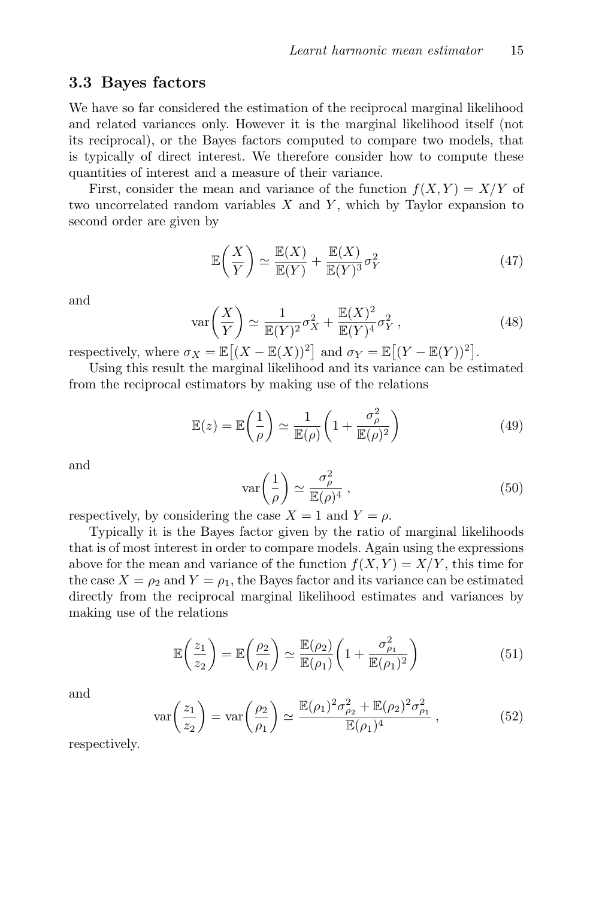### 3.3 Bayes factors

We have so far considered the estimation of the reciprocal marginal likelihood and related variances only. However it is the marginal likelihood itself (not its reciprocal), or the Bayes factors computed to compare two models, that is typically of direct interest. We therefore consider how to compute these quantities of interest and a measure of their variance.

First, consider the mean and variance of the function $f(X,Y) = X/Y$ of two uncorrelated random variables $X$ and $Y$, which by Taylor expansion to second order are given by

$$\mathbb{E}\bigg(\frac{X}{Y}\bigg) \simeq \frac{\mathbb{E}(X)}{\mathbb{E}(Y)} + \frac{\mathbb{E}(X)}{\mathbb{E}(Y)^3}\sigma_Y^2 \tag{47}$$

and

$$\mathrm{var}\bigg(\frac{X}{Y}\bigg) \simeq \frac{1}{\mathbb{E}(Y)^2}\sigma_X^2 + \frac{\mathbb{E}(X)^2}{\mathbb{E}(Y)^4}\sigma_Y^2 \,, \tag{48}$$

respectively, where $\sigma_X = \mathbb{E}\big[(X - \mathbb{E}(X))^2\big]$ and $\sigma_Y = \mathbb{E}\big[(Y - \mathbb{E}(Y))^2\big]$.

Using this result the marginal likelihood and its variance can be estimated from the reciprocal estimators by making use of the relations

$$\mathbb{E}(z) = \mathbb{E}\bigg(\frac{1}{\rho}\bigg) \simeq \frac{1}{\mathbb{E}(\rho)}\bigg(1 + \frac{\sigma_\rho^2}{\mathbb{E}(\rho)^2}\bigg) \tag{49}$$

and

$$\mathrm{var}\bigg(\frac{1}{\rho}\bigg) \simeq \frac{\sigma_\rho^2}{\mathbb{E}(\rho)^4} \,, \tag{50}$$

respectively, by considering the case $X = 1$ and $Y = \rho$.

Typically it is the Bayes factor given by the ratio of marginal likelihoods that is of most interest in order to compare models. Again using the expressions above for the mean and variance of the function $f(X,Y) = X/Y$, this time for the case $X = \rho_2$ and $Y = \rho_1$, the Bayes factor and its variance can be estimated directly from the reciprocal marginal likelihood estimates and variances by making use of the relations

$$\mathbb{E}\bigg(\frac{z_1}{z_2}\bigg) = \mathbb{E}\bigg(\frac{\rho_2}{\rho_1}\bigg) \simeq \frac{\mathbb{E}(\rho_2)}{\mathbb{E}(\rho_1)}\bigg(1 + \frac{\sigma_{\rho_1}^2}{\mathbb{E}(\rho_1)^2}\bigg) \tag{51}$$

and

$$\mathrm{var}\bigg(\frac{z_1}{z_2}\bigg) = \mathrm{var}\bigg(\frac{\rho_2}{\rho_1}\bigg) \simeq \frac{\mathbb{E}(\rho_1)^2\sigma_{\rho_2}^2 + \mathbb{E}(\rho_2)^2\sigma_{\rho_1}^2}{\mathbb{E}(\rho_1)^4} \,, \tag{52}$$

respectively.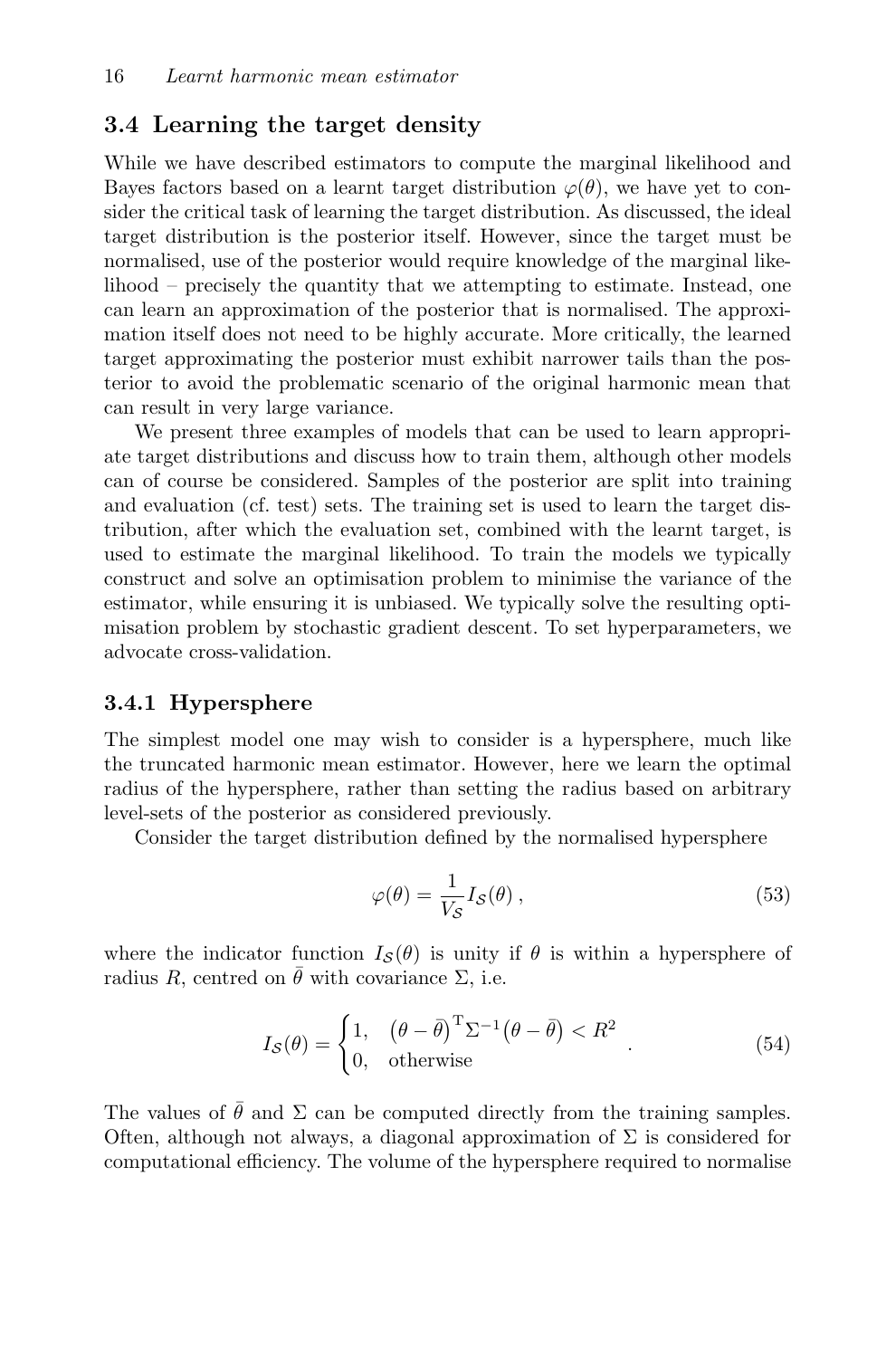## 3.4 Learning the target density

While we have described estimators to compute the marginal likelihood and Bayes factors based on a learnt target distribution $\varphi(\theta)$, we have yet to consider the critical task of learning the target distribution. As discussed, the ideal target distribution is the posterior itself. However, since the target must be normalised, use of the posterior would require knowledge of the marginal likelihood – precisely the quantity that we attempting to estimate. Instead, one can learn an approximation of the posterior that is normalised. The approximation itself does not need to be highly accurate. More critically, the learned target approximating the posterior must exhibit narrower tails than the posterior to avoid the problematic scenario of the original harmonic mean that can result in very large variance.

We present three examples of models that can be used to learn appropriate target distributions and discuss how to train them, although other models can of course be considered. Samples of the posterior are split into training and evaluation (cf. test) sets. The training set is used to learn the target distribution, after which the evaluation set, combined with the learnt target, is used to estimate the marginal likelihood. To train the models we typically construct and solve an optimisation problem to minimise the variance of the estimator, while ensuring it is unbiased. We typically solve the resulting optimisation problem by stochastic gradient descent. To set hyperparameters, we advocate cross-validation.

### 3.4.1 Hypersphere

The simplest model one may wish to consider is a hypersphere, much like the truncated harmonic mean estimator. However, here we learn the optimal radius of the hypersphere, rather than setting the radius based on arbitrary level-sets of the posterior as considered previously.

Consider the target distribution defined by the normalised hypersphere

$$\varphi(\theta) = \frac{1}{V_{\mathcal{S}}} I_{\mathcal{S}}(\theta)\,, \tag{53}$$

where the indicator function $I_{\mathcal{S}}(\theta)$ is unity if $\theta$ is within a hypersphere of radius $R$, centred on $\bar{\theta}$ with covariance $\Sigma$, i.e.

$$I_{\mathcal{S}}(\theta) = \begin{cases} 1, & \big(\theta - \bar{\theta}\big)^{\mathrm{T}} \Sigma^{-1} \big(\theta - \bar{\theta}\big) < R^2 \\ 0, & \text{otherwise} \end{cases}\,. \tag{54}$$

The values of $\bar{\theta}$ and $\Sigma$ can be computed directly from the training samples. Often, although not always, a diagonal approximation of $\Sigma$ is considered for computational efficiency. The volume of the hypersphere required to normalise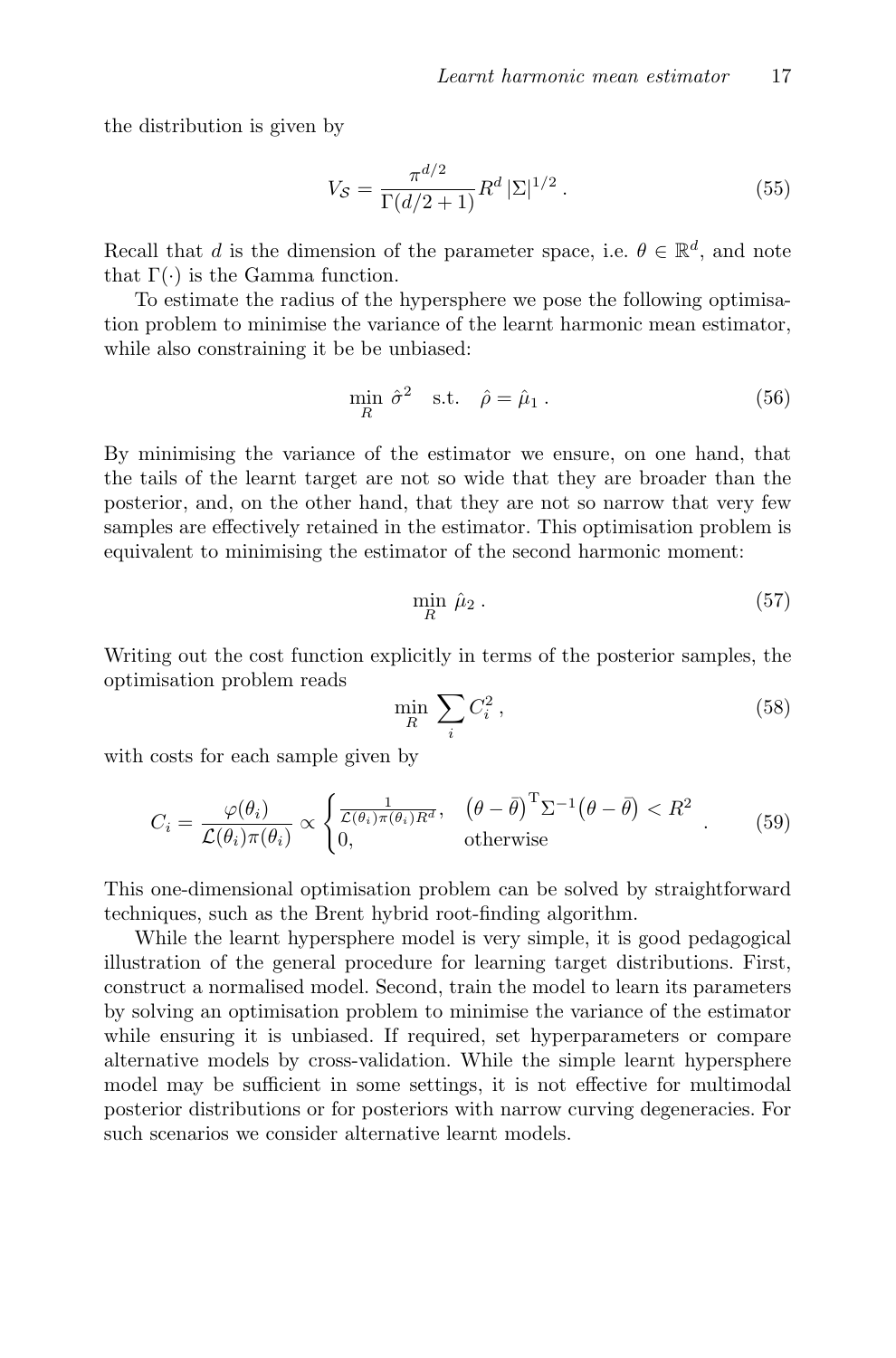the distribution is given by

$$V_{\mathcal{S}} = \frac{\pi^{d/2}}{\Gamma(d/2+1)} R^d \, |\Sigma|^{1/2} \, . \tag{55}$$

Recall that $d$ is the dimension of the parameter space, i.e. $\theta \in \mathbb{R}^d$, and note that $\Gamma(\cdot)$ is the Gamma function.

To estimate the radius of the hypersphere we pose the following optimisation problem to minimise the variance of the learnt harmonic mean estimator, while also constraining it be be unbiased:

$$\min_R \ \hat{\sigma}^2 \quad \text{s.t.} \quad \hat{\rho} = \hat{\mu}_1 \, . \tag{56}$$

By minimising the variance of the estimator we ensure, on one hand, that the tails of the learnt target are not so wide that they are broader than the posterior, and, on the other hand, that they are not so narrow that very few samples are effectively retained in the estimator. This optimisation problem is equivalent to minimising the estimator of the second harmonic moment:

$$\min_R \ \hat{\mu}_2 \, . \tag{57}$$

Writing out the cost function explicitly in terms of the posterior samples, the optimisation problem reads

$$\min_R \ \sum_i C_i^2 \, , \tag{58}$$

with costs for each sample given by

$$C_i = \frac{\varphi(\theta_i)}{\mathcal{L}(\theta_i)\pi(\theta_i)} \propto \begin{cases} \frac{1}{\mathcal{L}(\theta_i)\pi(\theta_i)R^d}, & \big(\theta - \bar{\theta}\big)^{\mathrm{T}} \Sigma^{-1} \big(\theta - \bar{\theta}\big) < R^2 \\ 0, & \text{otherwise} \end{cases} . \tag{59}$$

This one-dimensional optimisation problem can be solved by straightforward techniques, such as the Brent hybrid root-finding algorithm.

While the learnt hypersphere model is very simple, it is good pedagogical illustration of the general procedure for learning target distributions. First, construct a normalised model. Second, train the model to learn its parameters by solving an optimisation problem to minimise the variance of the estimator while ensuring it is unbiased. If required, set hyperparameters or compare alternative models by cross-validation. While the simple learnt hypersphere model may be sufficient in some settings, it is not effective for multimodal posterior distributions or for posteriors with narrow curving degeneracies. For such scenarios we consider alternative learnt models.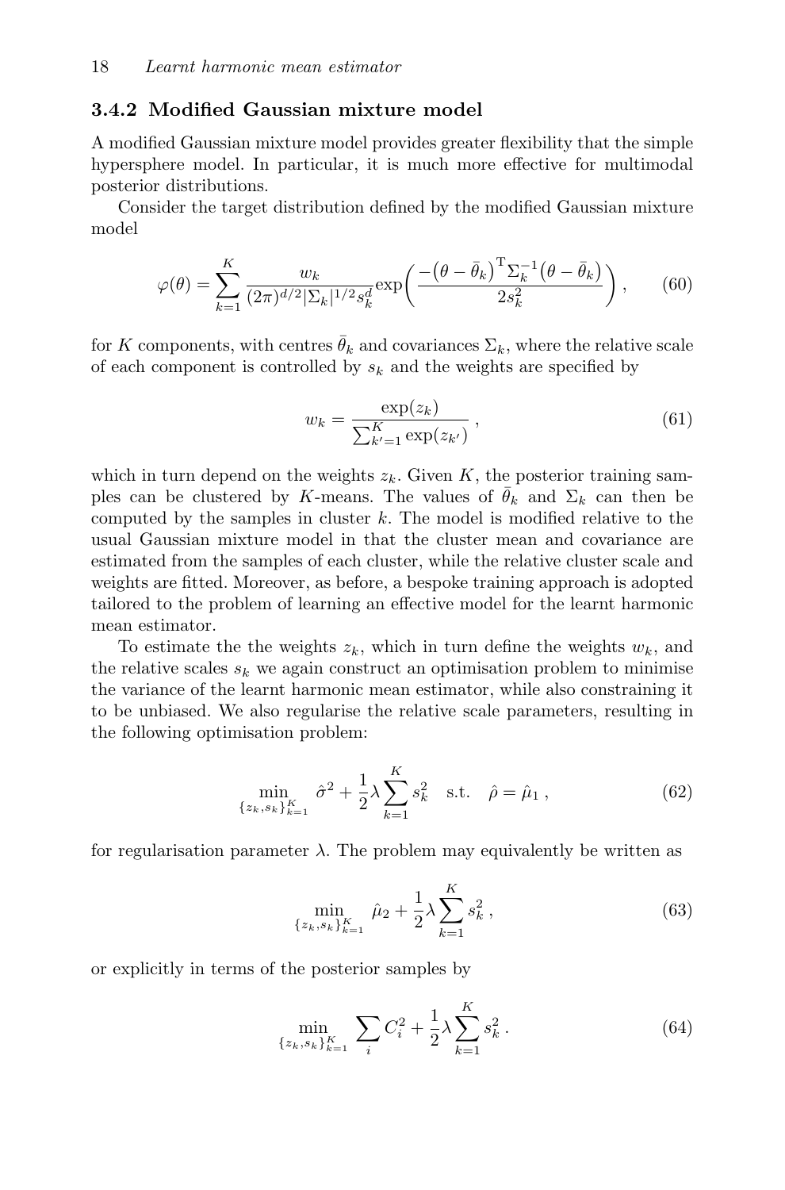### 3.4.2 Modified Gaussian mixture model

A modified Gaussian mixture model provides greater flexibility that the simple hypersphere model. In particular, it is much more effective for multimodal posterior distributions.

Consider the target distribution defined by the modified Gaussian mixture model

$$\varphi(\theta) = \sum_{k=1}^{K} \frac{w_k}{(2\pi)^{d/2} |\Sigma_k|^{1/2} s_k^d} \exp\left( \frac{-\big(\theta - \bar{\theta}_k\big)^{\mathrm{T}} \Sigma_k^{-1} \big(\theta - \bar{\theta}_k\big)}{2 s_k^2} \right), \tag{60}$$

for $K$ components, with centres $\bar{\theta}_k$ and covariances $\Sigma_k$, where the relative scale of each component is controlled by $s_k$ and the weights are specified by

$$w_k = \frac{\exp(z_k)}{\sum_{k'=1}^{K} \exp(z_{k'})} , \tag{61}$$

which in turn depend on the weights $z_k$. Given $K$, the posterior training samples can be clustered by $K$-means. The values of $\bar{\theta}_k$ and $\Sigma_k$ can then be computed by the samples in cluster $k$. The model is modified relative to the usual Gaussian mixture model in that the cluster mean and covariance are estimated from the samples of each cluster, while the relative cluster scale and weights are fitted. Moreover, as before, a bespoke training approach is adopted tailored to the problem of learning an effective model for the learnt harmonic mean estimator.

To estimate the the weights $z_k$, which in turn define the weights $w_k$, and the relative scales $s_k$ we again construct an optimisation problem to minimise the variance of the learnt harmonic mean estimator, while also constraining it to be unbiased. We also regularise the relative scale parameters, resulting in the following optimisation problem:

$$\min_{\{z_k, s_k\}_{k=1}^{K}} \; \hat{\sigma}^2 + \frac{1}{2}\lambda \sum_{k=1}^{K} s_k^2 \quad \text{s.t.} \quad \hat{\rho} = \hat{\mu}_1 , \tag{62}$$

for regularisation parameter $\lambda$. The problem may equivalently be written as

$$\min_{\{z_k, s_k\}_{k=1}^{K}} \; \hat{\mu}_2 + \frac{1}{2}\lambda \sum_{k=1}^{K} s_k^2 , \tag{63}$$

or explicitly in terms of the posterior samples by

$$\min_{\{z_k, s_k\}_{k=1}^{K}} \; \sum_i C_i^2 + \frac{1}{2}\lambda \sum_{k=1}^{K} s_k^2 . \tag{64}$$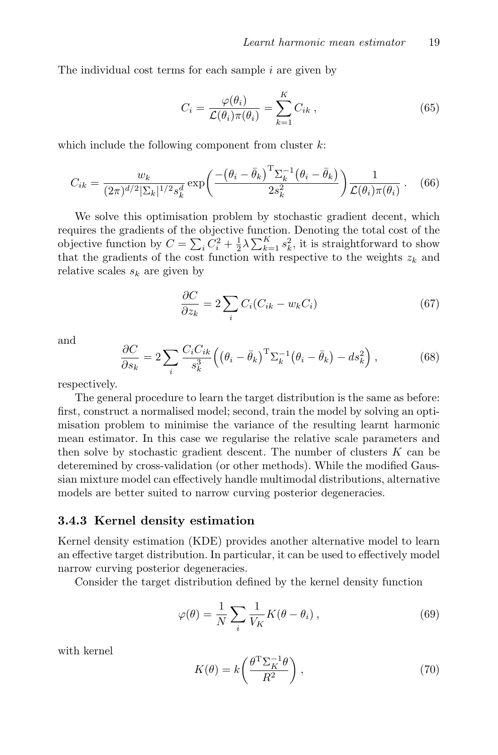The individual cost terms for each sample $i$ are given by

$$
C_i = \frac{\varphi(\theta_i)}{\mathcal{L}(\theta_i)\pi(\theta_i)} = \sum_{k=1}^{K} C_{ik} \, , \tag{65}
$$

which include the following component from cluster $k$:

$$
C_{ik} = \frac{w_k}{(2\pi)^{d/2}|\Sigma_k|^{1/2}s_k^d} \exp\left( \frac{-\big(\theta_i - \bar{\theta}_k\big)^{\mathrm{T}} \Sigma_k^{-1} \big(\theta_i - \bar{\theta}_k\big)}{2s_k^2} \right) \frac{1}{\mathcal{L}(\theta_i)\pi(\theta_i)} \, . \tag{66}
$$

We solve this optimisation problem by stochastic gradient decent, which requires the gradients of the objective function. Denoting the total cost of the objective function by $C = \sum_i C_i^2 + \frac{1}{2}\lambda \sum_{k=1}^{K} s_k^2$, it is straightforward to show that the gradients of the cost function with respective to the weights $z_k$ and relative scales $s_k$ are given by

$$
\frac{\partial C}{\partial z_k} = 2 \sum_i C_i (C_{ik} - w_k C_i) \tag{67}
$$

and

$$
\frac{\partial C}{\partial s_k} = 2 \sum_i \frac{C_i C_{ik}}{s_k^3} \Big( \big(\theta_i - \bar{\theta}_k\big)^{\mathrm{T}} \Sigma_k^{-1} \big(\theta_i - \bar{\theta}_k\big) - d s_k^2 \Big) \, , \tag{68}
$$

respectively.

The general procedure to learn the target distribution is the same as before: first, construct a normalised model; second, train the model by solving an optimisation problem to minimise the variance of the resulting learnt harmonic mean estimator. In this case we regularise the relative scale parameters and then solve by stochastic gradient descent. The number of clusters $K$ can be deteremined by cross-validation (or other methods). While the modified Gaussian mixture model can effectively handle multimodal distributions, alternative models are better suited to narrow curving posterior degeneracies.

### 3.4.3 Kernel density estimation

Kernel density estimation (KDE) provides another alternative model to learn an effective target distribution. In particular, it can be used to effectively model narrow curving posterior degeneracies.

Consider the target distribution defined by the kernel density function

$$
\varphi(\theta) = \frac{1}{N} \sum_i \frac{1}{V_K} K(\theta - \theta_i) \, , \tag{69}
$$

with kernel

$$
K(\theta) = k\left( \frac{\theta^{\mathrm{T}} \Sigma_K^{-1} \theta}{R^2} \right) , \tag{70}
$$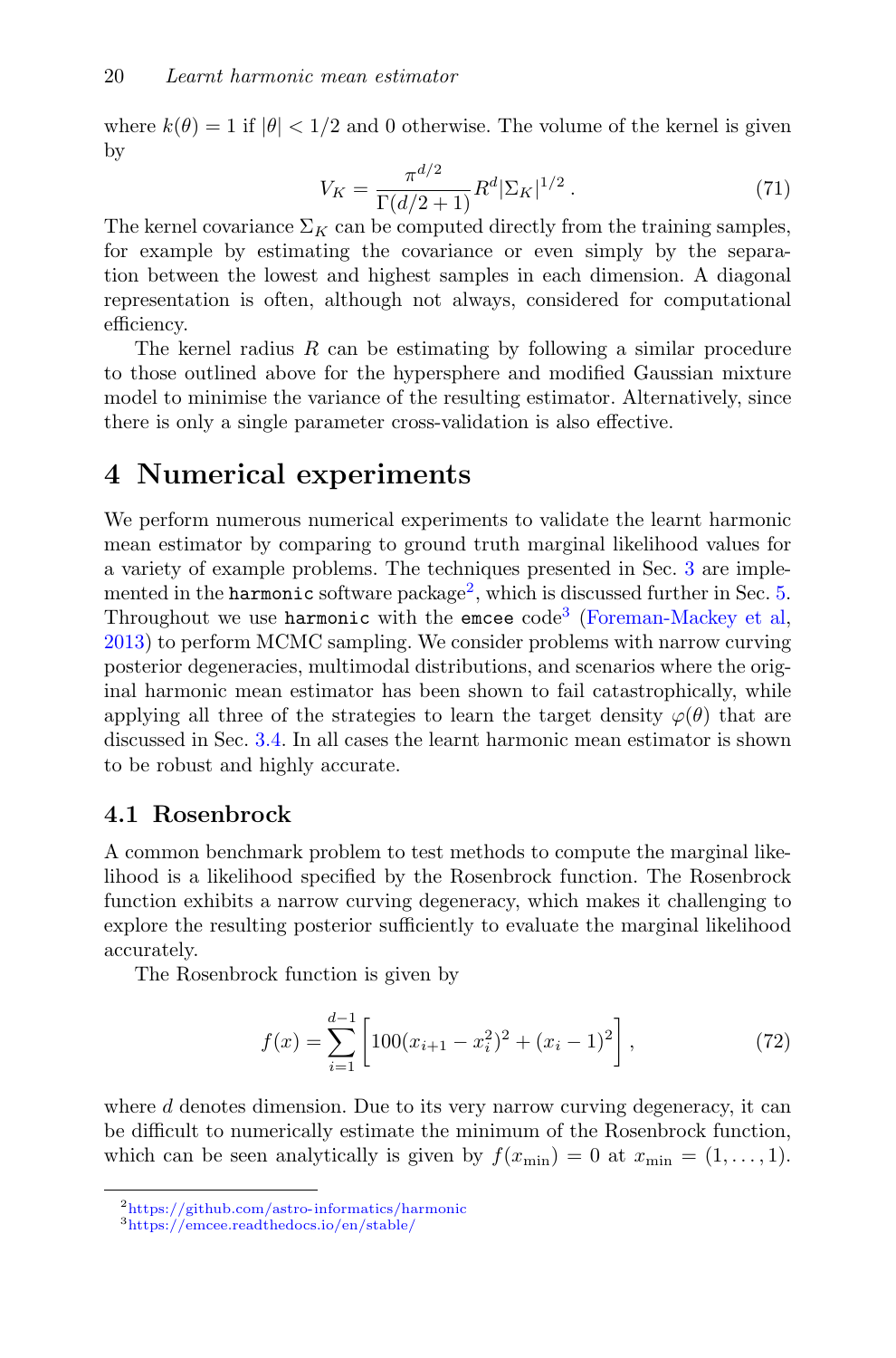where $k(\theta) = 1$ if $|\theta| < 1/2$ and 0 otherwise. The volume of the kernel is given by

$$V_K = \frac{\pi^{d/2}}{\Gamma(d/2+1)} R^d |\Sigma_K|^{1/2} \, . \tag{71}$$

The kernel covariance $\Sigma_K$ can be computed directly from the training samples, for example by estimating the covariance or even simply by the separation between the lowest and highest samples in each dimension. A diagonal representation is often, although not always, considered for computational efficiency.

The kernel radius $R$ can be estimating by following a similar procedure to those outlined above for the hypersphere and modified Gaussian mixture model to minimise the variance of the resulting estimator. Alternatively, since there is only a single parameter cross-validation is also effective.

# 4 Numerical experiments

We perform numerous numerical experiments to validate the learnt harmonic mean estimator by comparing to ground truth marginal likelihood values for a variety of example problems. The techniques presented in Sec. 3 are implemented in the `harmonic` software package[2], which is discussed further in Sec. 5. Throughout we use `harmonic` with the `emcee` code[3] (Foreman-Mackey et al, 2013) to perform MCMC sampling. We consider problems with narrow curving posterior degeneracies, multimodal distributions, and scenarios where the original harmonic mean estimator has been shown to fail catastrophically, while applying all three of the strategies to learn the target density $\varphi(\theta)$ that are discussed in Sec. 3.4. In all cases the learnt harmonic mean estimator is shown to be robust and highly accurate.

## 4.1 Rosenbrock

A common benchmark problem to test methods to compute the marginal likelihood is a likelihood specified by the Rosenbrock function. The Rosenbrock function exhibits a narrow curving degeneracy, which makes it challenging to explore the resulting posterior sufficiently to evaluate the marginal likelihood accurately.

The Rosenbrock function is given by

$$f(x) = \sum_{i=1}^{d-1} \left[ 100(x_{i+1} - x_i^2)^2 + (x_i - 1)^2 \right], \tag{72}$$

where $d$ denotes dimension. Due to its very narrow curving degeneracy, it can be difficult to numerically estimate the minimum of the Rosenbrock function, which can be seen analytically is given by $f(x_{\text{min}}) = 0$ at $x_{\text{min}} = (1, \ldots, 1)$.

[2] https://github.com/astro-informatics/harmonic

[3] https://emcee.readthedocs.io/en/stable/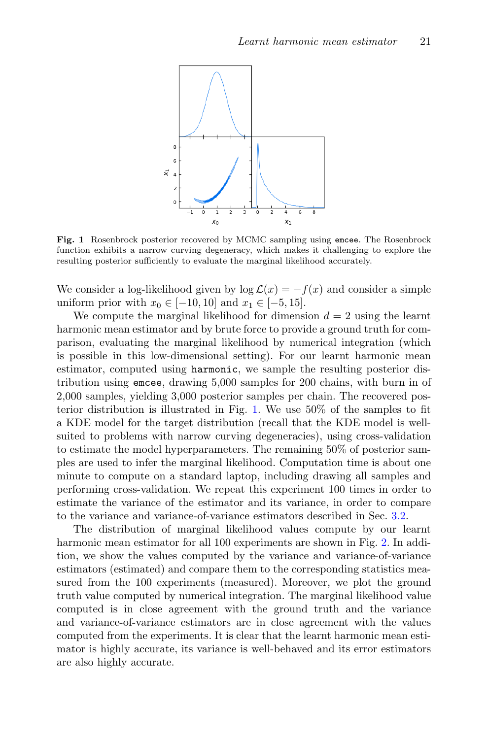Fig. 1 Rosenbrock posterior recovered by MCMC sampling using `emcee`. The Rosenbrock function exhibits a narrow curving degeneracy, which makes it challenging to explore the resulting posterior sufficiently to evaluate the marginal likelihood accurately.

We consider a log-likelihood given by $\log \mathcal{L}(x) = -f(x)$ and consider a simple uniform prior with $x_0 \in [-10, 10]$ and $x_1 \in [-5, 15]$.

We compute the marginal likelihood for dimension $d = 2$ using the learnt harmonic mean estimator and by brute force to provide a ground truth for comparison, evaluating the marginal likelihood by numerical integration (which is possible in this low-dimensional setting). For our learnt harmonic mean estimator, computed using `harmonic`, we sample the resulting posterior distribution using `emcee`, drawing 5,000 samples for 200 chains, with burn in of 2,000 samples, yielding 3,000 posterior samples per chain. The recovered posterior distribution is illustrated in Fig. 1. We use 50% of the samples to fit a KDE model for the target distribution (recall that the KDE model is well-suited to problems with narrow curving degeneracies), using cross-validation to estimate the model hyperparameters. The remaining 50% of posterior samples are used to infer the marginal likelihood. Computation time is about one minute to compute on a standard laptop, including drawing all samples and performing cross-validation. We repeat this experiment 100 times in order to estimate the variance of the estimator and its variance, in order to compare to the variance and variance-of-variance estimators described in Sec. 3.2.

The distribution of marginal likelihood values compute by our learnt harmonic mean estimator for all 100 experiments are shown in Fig. 2. In addition, we show the values computed by the variance and variance-of-variance estimators (estimated) and compare them to the corresponding statistics measured from the 100 experiments (measured). Moreover, we plot the ground truth value computed by numerical integration. The marginal likelihood value computed is in close agreement with the ground truth and the variance and variance-of-variance estimators are in close agreement with the values computed from the experiments. It is clear that the learnt harmonic mean estimator is highly accurate, its variance is well-behaved and its error estimators are also highly accurate.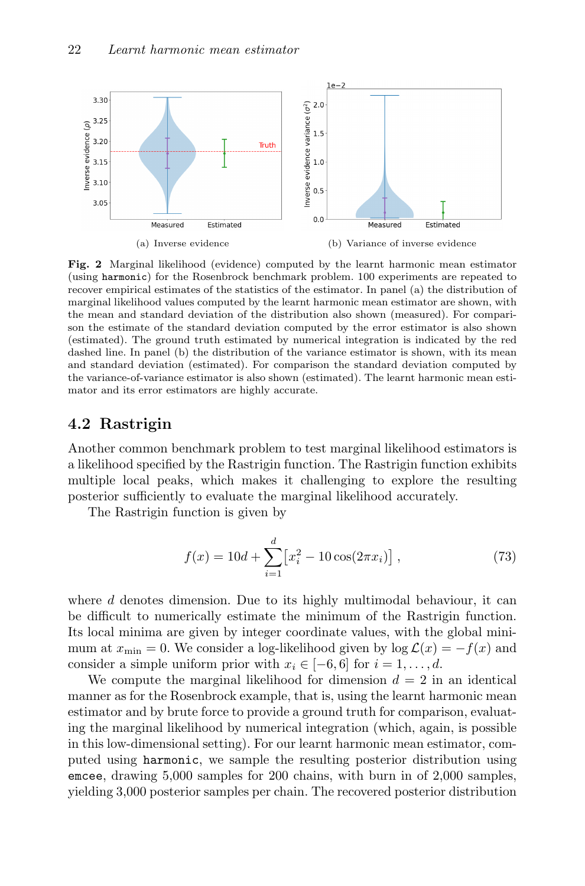(a) Inverse evidence

(b) Variance of inverse evidence

**Fig. 2** Marginal likelihood (evidence) computed by the learnt harmonic mean estimator (using `harmonic`) for the Rosenbrock benchmark problem. 100 experiments are repeated to recover empirical estimates of the statistics of the estimator. In panel (a) the distribution of marginal likelihood values computed by the learnt harmonic mean estimator are shown, with the mean and standard deviation of the distribution also shown (measured). For comparison the estimate of the standard deviation computed by the error estimator is also shown (estimated). The ground truth estimated by numerical integration is indicated by the red dashed line. In panel (b) the distribution of the variance estimator is shown, with its mean and standard deviation (estimated). For comparison the standard deviation computed by the variance-of-variance estimator is also shown (estimated). The learnt harmonic mean estimator and its error estimators are highly accurate.

## 4.2 Rastrigin

Another common benchmark problem to test marginal likelihood estimators is a likelihood specified by the Rastrigin function. The Rastrigin function exhibits multiple local peaks, which makes it challenging to explore the resulting posterior sufficiently to evaluate the marginal likelihood accurately.

The Rastrigin function is given by

$$f(x) = 10d + \sum_{i=1}^{d} \left[ x_i^2 - 10 \cos(2\pi x_i) \right], \tag{73}$$

where $d$ denotes dimension. Due to its highly multimodal behaviour, it can be difficult to numerically estimate the minimum of the Rastrigin function. Its local minima are given by integer coordinate values, with the global minimum at $x_{\text{min}} = 0$. We consider a log-likelihood given by $\log \mathcal{L}(x) = -f(x)$ and consider a simple uniform prior with $x_i \in [-6, 6]$ for $i = 1, \ldots, d$.

We compute the marginal likelihood for dimension $d = 2$ in an identical manner as for the Rosenbrock example, that is, using the learnt harmonic mean estimator and by brute force to provide a ground truth for comparison, evaluating the marginal likelihood by numerical integration (which, again, is possible in this low-dimensional setting). For our learnt harmonic mean estimator, computed using `harmonic`, we sample the resulting posterior distribution using `emcee`, drawing 5,000 samples for 200 chains, with burn in of 2,000 samples, yielding 3,000 posterior samples per chain. The recovered posterior distribution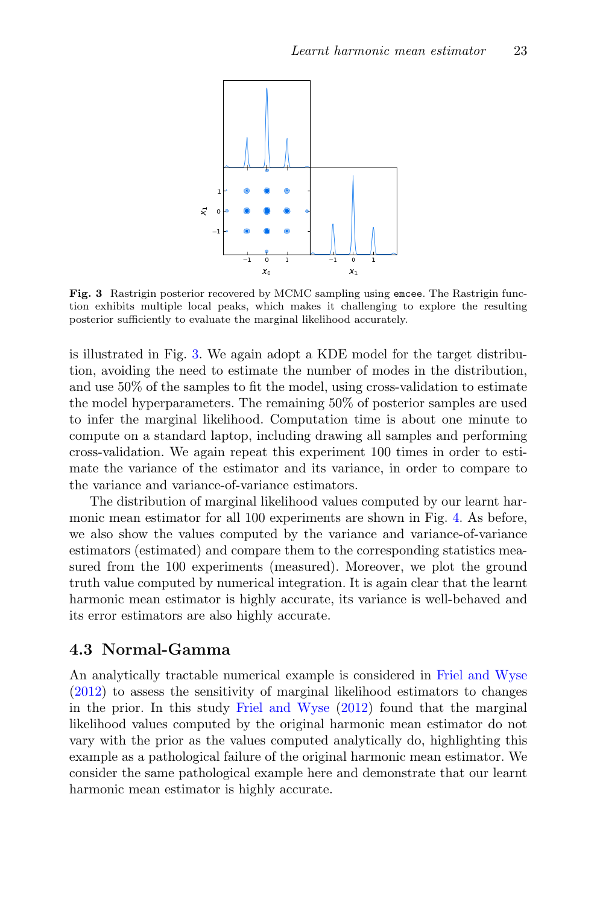**Fig. 3** Rastrigin posterior recovered by MCMC sampling using `emcee`. The Rastrigin function exhibits multiple local peaks, which makes it challenging to explore the resulting posterior sufficiently to evaluate the marginal likelihood accurately.

is illustrated in Fig. 3. We again adopt a KDE model for the target distribution, avoiding the need to estimate the number of modes in the distribution, and use 50% of the samples to fit the model, using cross-validation to estimate the model hyperparameters. The remaining 50% of posterior samples are used to infer the marginal likelihood. Computation time is about one minute to compute on a standard laptop, including drawing all samples and performing cross-validation. We again repeat this experiment 100 times in order to estimate the variance of the estimator and its variance, in order to compare to the variance and variance-of-variance estimators.

The distribution of marginal likelihood values computed by our learnt harmonic mean estimator for all 100 experiments are shown in Fig. 4. As before, we also show the values computed by the variance and variance-of-variance estimators (estimated) and compare them to the corresponding statistics measured from the 100 experiments (measured). Moreover, we plot the ground truth value computed by numerical integration. It is again clear that the learnt harmonic mean estimator is highly accurate, its variance is well-behaved and its error estimators are also highly accurate.

## 4.3 Normal-Gamma

An analytically tractable numerical example is considered in Friel and Wyse (2012) to assess the sensitivity of marginal likelihood estimators to changes in the prior. In this study Friel and Wyse (2012) found that the marginal likelihood values computed by the original harmonic mean estimator do not vary with the prior as the values computed analytically do, highlighting this example as a pathological failure of the original harmonic mean estimator. We consider the same pathological example here and demonstrate that our learnt harmonic mean estimator is highly accurate.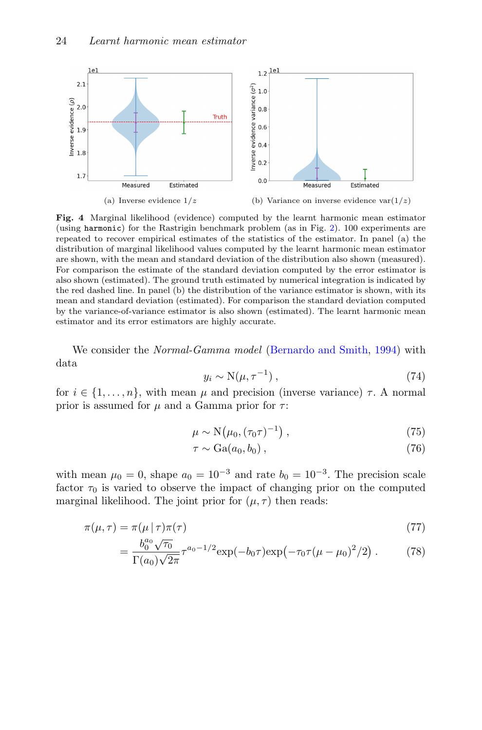(a) Inverse evidence $1/z$

(b) Variance on inverse evidence $\text{var}(1/z)$

**Fig. 4** Marginal likelihood (evidence) computed by the learnt harmonic mean estimator (using `harmonic`) for the Rastrigin benchmark problem (as in Fig. 2). 100 experiments are repeated to recover empirical estimates of the statistics of the estimator. In panel (a) the distribution of marginal likelihood values computed by the learnt harmonic mean estimator are shown, with the mean and standard deviation of the distribution also shown (measured). For comparison the estimate of the standard deviation computed by the error estimator is also shown (estimated). The ground truth estimated by numerical integration is indicated by the red dashed line. In panel (b) the distribution of the variance estimator is shown, with its mean and standard deviation (estimated). For comparison the standard deviation computed by the variance-of-variance estimator is also shown (estimated). The learnt harmonic mean estimator and its error estimators are highly accurate.

We consider the *Normal-Gamma model* (Bernardo and Smith, 1994) with data

$$y_i \sim \text{N}(\mu, \tau^{-1}) \,, \tag{74}$$

for $i \in \{1, \ldots, n\}$, with mean $\mu$ and precision (inverse variance) $\tau$. A normal prior is assumed for $\mu$ and a Gamma prior for $\tau$:

$$\mu \sim \text{N}\big(\mu_0, (\tau_0 \tau)^{-1}\big) \,, \tag{75}$$

$$\tau \sim \text{Ga}(a_0, b_0) \,, \tag{76}$$

with mean $\mu_0 = 0$, shape $a_0 = 10^{-3}$ and rate $b_0 = 10^{-3}$. The precision scale factor $\tau_0$ is varied to observe the impact of changing prior on the computed marginal likelihood. The joint prior for $(\mu, \tau)$ then reads:

$$\pi(\mu, \tau) = \pi(\mu \,|\, \tau)\pi(\tau) \tag{77}$$

$$= \frac{b_0^{a_0} \sqrt{\tau_0}}{\Gamma(a_0)\sqrt{2\pi}} \tau^{a_0 - 1/2} \exp(-b_0 \tau) \exp\big(-\tau_0 \tau (\mu - \mu_0)^2/2\big) \,. \tag{78}$$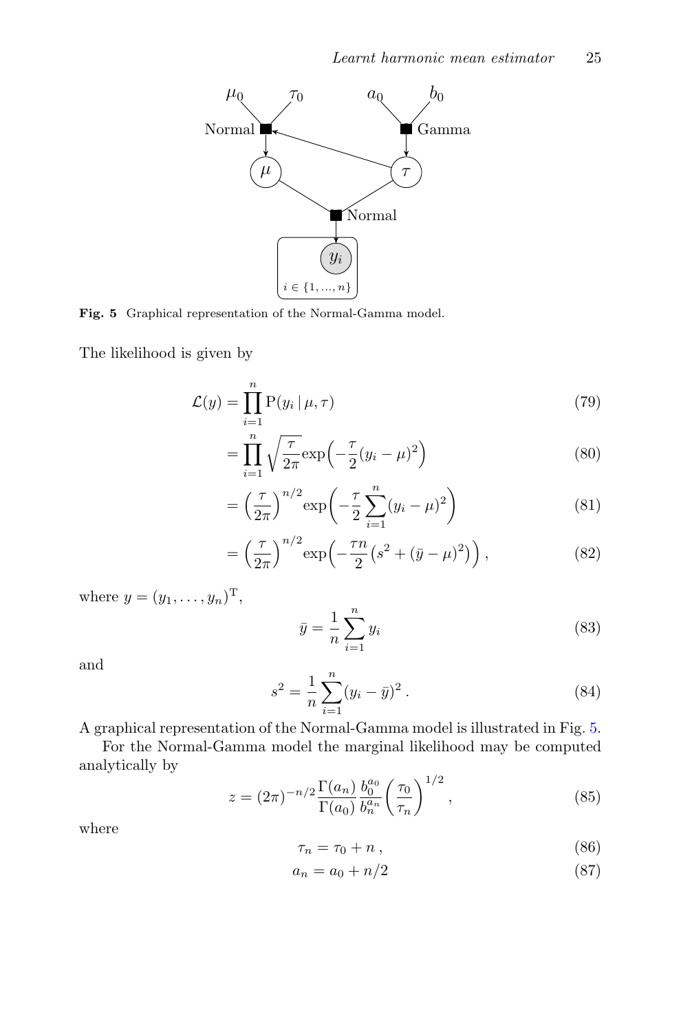**Fig. 5** Graphical representation of the Normal-Gamma model.

The likelihood is given by

$$\mathcal{L}(y) = \prod_{i=1}^{n} \mathrm{P}(y_i \,|\, \mu, \tau) \tag{79}$$

$$= \prod_{i=1}^{n} \sqrt{\frac{\tau}{2\pi}} \exp\Big( -\frac{\tau}{2}(y_i - \mu)^2 \Big) \tag{80}$$

$$= \Big( \frac{\tau}{2\pi} \Big)^{n/2} \exp\bigg( -\frac{\tau}{2} \sum_{i=1}^{n} (y_i - \mu)^2 \bigg) \tag{81}$$

$$= \Big( \frac{\tau}{2\pi} \Big)^{n/2} \exp\Big( -\frac{\tau n}{2} \big( s^2 + (\bar{y} - \mu)^2 \big) \Big) , \tag{82}$$

where $y = (y_1, \ldots, y_n)^{\mathrm{T}}$,

$$\bar{y} = \frac{1}{n} \sum_{i=1}^{n} y_i \tag{83}$$

and

$$s^2 = \frac{1}{n} \sum_{i=1}^{n} (y_i - \bar{y})^2 \, . \tag{84}$$

A graphical representation of the Normal-Gamma model is illustrated in Fig. 5.

For the Normal-Gamma model the marginal likelihood may be computed analytically by

$$z = (2\pi)^{-n/2} \frac{\Gamma(a_n)}{\Gamma(a_0)} \frac{b_0^{a_0}}{b_n^{a_n}} \left( \frac{\tau_0}{\tau_n} \right)^{1/2} , \tag{85}$$

where

$$\tau_n = \tau_0 + n \, , \tag{86}$$

$$a_n = a_0 + n/2 \tag{87}$$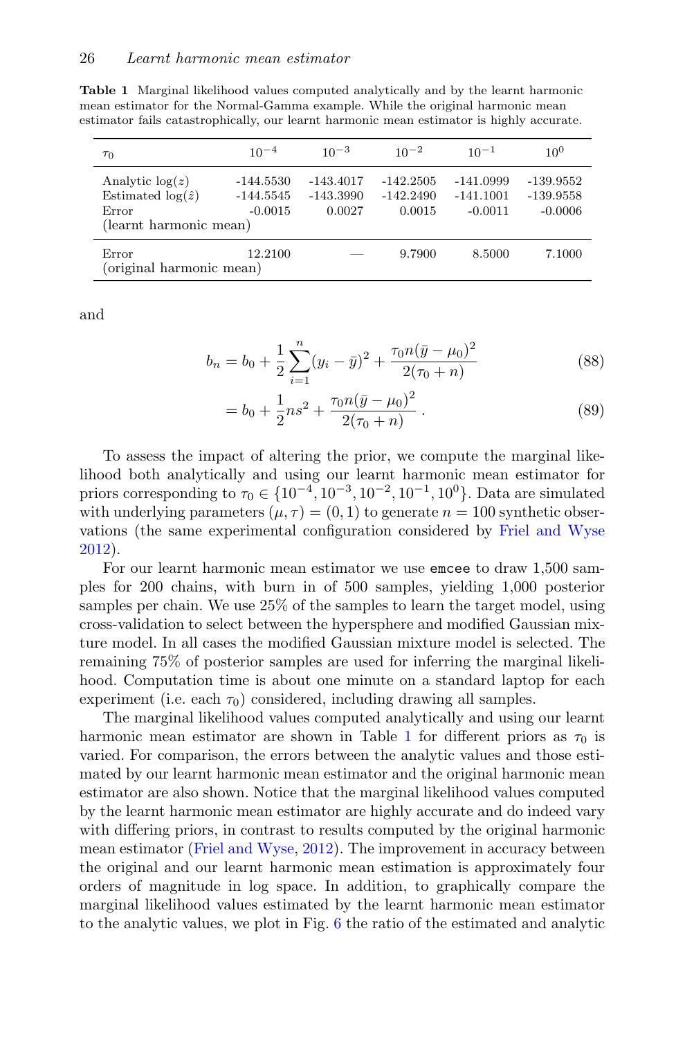**Table 1** Marginal likelihood values computed analytically and by the learnt harmonic mean estimator for the Normal-Gamma example. While the original harmonic mean estimator fails catastrophically, our learnt harmonic mean estimator is highly accurate.

| $\tau_0$ | $10^{-4}$ | $10^{-3}$ | $10^{-2}$ | $10^{-1}$ | $10^{0}$ |
|---|---|---|---|---|---|
| Analytic $\log(z)$ | -144.5530 | -143.4017 | -142.2505 | -141.0999 | -139.9552 |
| Estimated $\log(\hat{z})$ | -144.5545 | -143.3990 | -142.2490 | -141.1001 | -139.9558 |
| Error (learnt harmonic mean) | -0.0015 | 0.0027 | 0.0015 | -0.0011 | -0.0006 |
| Error (original harmonic mean) | 12.2100 | — | 9.7900 | 8.5000 | 7.1000 |

and

$$b_n = b_0 + \frac{1}{2}\sum_{i=1}^{n}(y_i - \bar{y})^2 + \frac{\tau_0 n(\bar{y} - \mu_0)^2}{2(\tau_0 + n)} \tag{88}$$

$$= b_0 + \frac{1}{2}ns^2 + \frac{\tau_0 n(\bar{y} - \mu_0)^2}{2(\tau_0 + n)} \,. \tag{89}$$

To assess the impact of altering the prior, we compute the marginal likelihood both analytically and using our learnt harmonic mean estimator for priors corresponding to $\tau_0 \in \{10^{-4}, 10^{-3}, 10^{-2}, 10^{-1}, 10^{0}\}$. Data are simulated with underlying parameters $(\mu, \tau) = (0, 1)$ to generate $n = 100$ synthetic observations (the same experimental configuration considered by Friel and Wyse 2012).

For our learnt harmonic mean estimator we use `emcee` to draw 1,500 samples for 200 chains, with burn in of 500 samples, yielding 1,000 posterior samples per chain. We use 25% of the samples to learn the target model, using cross-validation to select between the hypersphere and modified Gaussian mixture model. In all cases the modified Gaussian mixture model is selected. The remaining 75% of posterior samples are used for inferring the marginal likelihood. Computation time is about one minute on a standard laptop for each experiment (i.e. each $\tau_0$) considered, including drawing all samples.

The marginal likelihood values computed analytically and using our learnt harmonic mean estimator are shown in Table 1 for different priors as $\tau_0$ is varied. For comparison, the errors between the analytic values and those estimated by our learnt harmonic mean estimator and the original harmonic mean estimator are also shown. Notice that the marginal likelihood values computed by the learnt harmonic mean estimator are highly accurate and do indeed vary with differing priors, in contrast to results computed by the original harmonic mean estimator (Friel and Wyse, 2012). The improvement in accuracy between the original and our learnt harmonic mean estimation is approximately four orders of magnitude in log space. In addition, to graphically compare the marginal likelihood values estimated by the learnt harmonic mean estimator to the analytic values, we plot in Fig. 6 the ratio of the estimated and analytic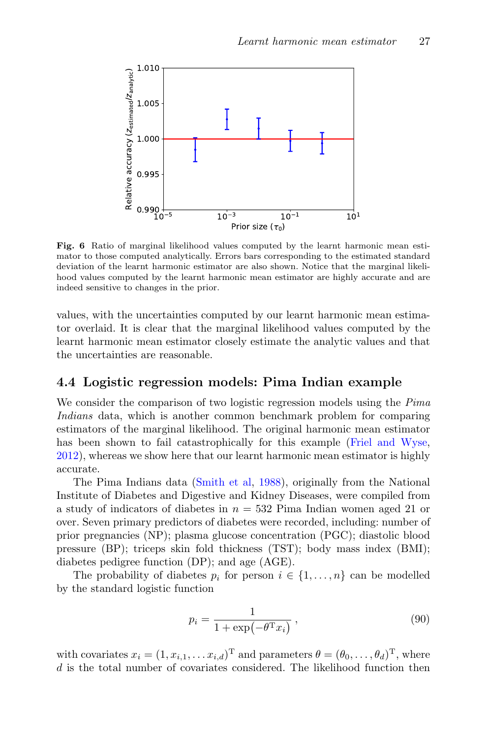**Fig. 6** Ratio of marginal likelihood values computed by the learnt harmonic mean estimator to those computed analytically. Errors bars corresponding to the estimated standard deviation of the learnt harmonic estimator are also shown. Notice that the marginal likelihood values computed by the learnt harmonic mean estimator are highly accurate and are indeed sensitive to changes in the prior.

values, with the uncertainties computed by our learnt harmonic mean estimator overlaid. It is clear that the marginal likelihood values computed by the learnt harmonic mean estimator closely estimate the analytic values and that the uncertainties are reasonable.

## 4.4 Logistic regression models: Pima Indian example

We consider the comparison of two logistic regression models using the *Pima Indians* data, which is another common benchmark problem for comparing estimators of the marginal likelihood. The original harmonic mean estimator has been shown to fail catastrophically for this example (Friel and Wyse, 2012), whereas we show here that our learnt harmonic mean estimator is highly accurate.

The Pima Indians data (Smith et al, 1988), originally from the National Institute of Diabetes and Digestive and Kidney Diseases, were compiled from a study of indicators of diabetes in $n = 532$ Pima Indian women aged 21 or over. Seven primary predictors of diabetes were recorded, including: number of prior pregnancies (NP); plasma glucose concentration (PGC); diastolic blood pressure (BP); triceps skin fold thickness (TST); body mass index (BMI); diabetes pedigree function (DP); and age (AGE).

The probability of diabetes $p_i$ for person $i \in \{1, \ldots, n\}$ can be modelled by the standard logistic function

$$p_i = \frac{1}{1 + \exp\bigl(-\theta^{\mathrm{T}} x_i\bigr)} \, , \tag{90}$$

with covariates $x_i = (1, x_{i,1}, \ldots x_{i,d})^{\mathrm{T}}$ and parameters $\theta = (\theta_0, \ldots, \theta_d)^{\mathrm{T}}$, where $d$ is the total number of covariates considered. The likelihood function then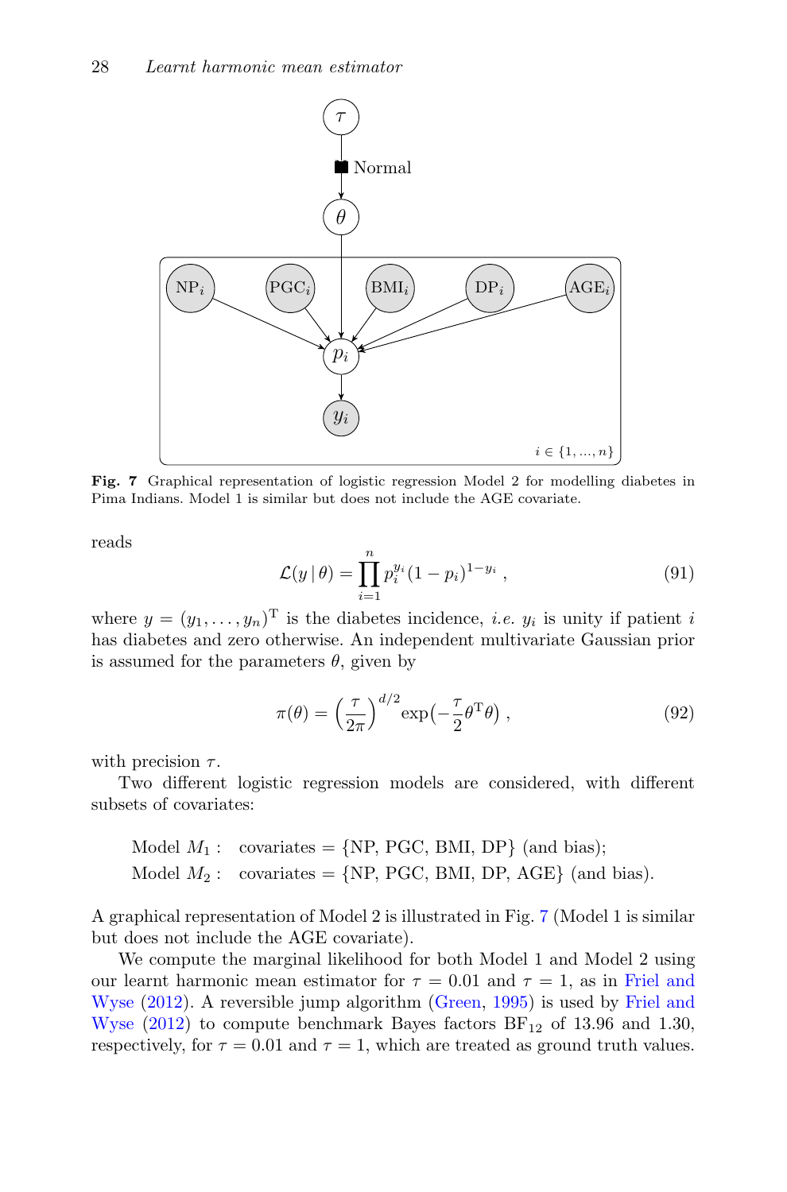**Fig. 7** Graphical representation of logistic regression Model 2 for modelling diabetes in Pima Indians. Model 1 is similar but does not include the AGE covariate.

reads

$$\mathcal{L}(y \mid \theta) = \prod_{i=1}^{n} p_i^{y_i} (1 - p_i)^{1-y_i} , \tag{91}$$

where $y = (y_1, \ldots, y_n)^{\mathrm{T}}$ is the diabetes incidence, *i.e.* $y_i$ is unity if patient $i$ has diabetes and zero otherwise. An independent multivariate Gaussian prior is assumed for the parameters $\theta$, given by

$$\pi(\theta) = \left(\frac{\tau}{2\pi}\right)^{d/2} \exp\left(-\frac{\tau}{2}\theta^{\mathrm{T}}\theta\right) , \tag{92}$$

with precision $\tau$.

Two different logistic regression models are considered, with different subsets of covariates:

Model $M_1$ : covariates = {NP, PGC, BMI, DP} (and bias);
Model $M_2$ : covariates = {NP, PGC, BMI, DP, AGE} (and bias).

A graphical representation of Model 2 is illustrated in Fig. 7 (Model 1 is similar but does not include the AGE covariate).

We compute the marginal likelihood for both Model 1 and Model 2 using our learnt harmonic mean estimator for $\tau = 0.01$ and $\tau = 1$, as in Friel and Wyse (2012). A reversible jump algorithm (Green, 1995) is used by Friel and Wyse (2012) to compute benchmark Bayes factors $\mathrm{BF}_{12}$ of 13.96 and 1.30, respectively, for $\tau = 0.01$ and $\tau = 1$, which are treated as ground truth values.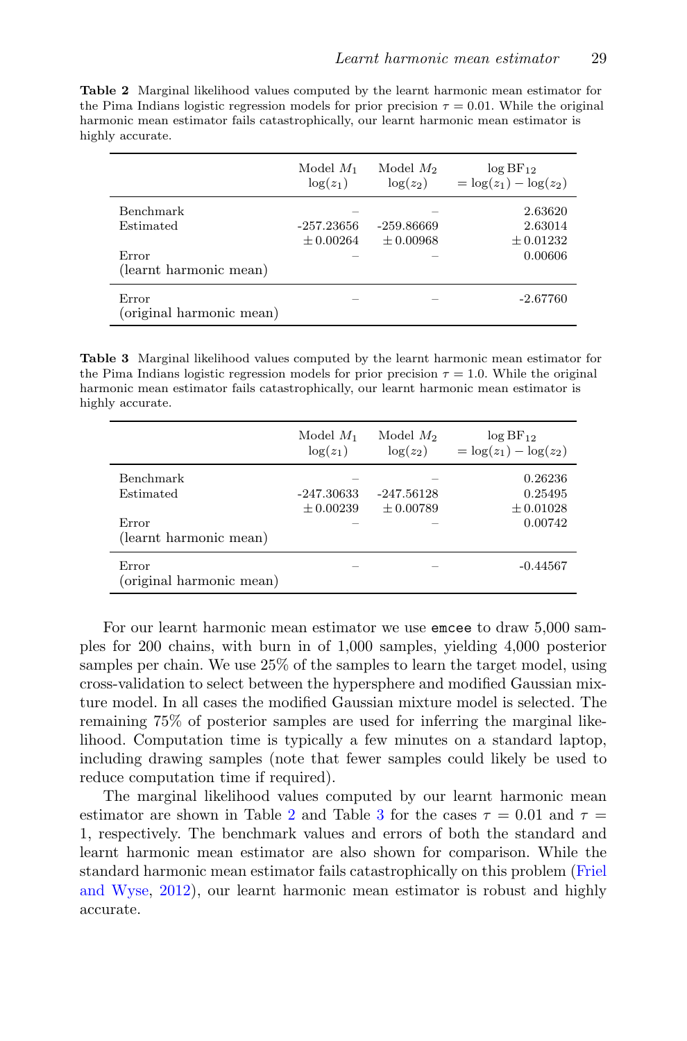**Table 2** Marginal likelihood values computed by the learnt harmonic mean estimator for the Pima Indians logistic regression models for prior precision $\tau = 0.01$. While the original harmonic mean estimator fails catastrophically, our learnt harmonic mean estimator is highly accurate.

| | Model $M_1$ $\log(z_1)$ | Model $M_2$ $\log(z_2)$ | $\log \mathrm{BF}_{12}$ $= \log(z_1) - \log(z_2)$ |
|---|---|---|---|
| Benchmark | – | – | 2.63620 |
| Estimated | -257.23656 $\pm$ 0.00264 | -259.86669 $\pm$ 0.00968 | 2.63014 $\pm$ 0.01232 |
| Error (learnt harmonic mean) | – | – | 0.00606 |
| Error (original harmonic mean) | – | – | -2.67760 |

**Table 3** Marginal likelihood values computed by the learnt harmonic mean estimator for the Pima Indians logistic regression models for prior precision $\tau = 1.0$. While the original harmonic mean estimator fails catastrophically, our learnt harmonic mean estimator is highly accurate.

| | Model $M_1$ $\log(z_1)$ | Model $M_2$ $\log(z_2)$ | $\log \mathrm{BF}_{12}$ $= \log(z_1) - \log(z_2)$ |
|---|---|---|---|
| Benchmark | – | – | 0.26236 |
| Estimated | -247.30633 $\pm$ 0.00239 | -247.56128 $\pm$ 0.00789 | 0.25495 $\pm$ 0.01028 |
| Error (learnt harmonic mean) | – | – | 0.00742 |
| Error (original harmonic mean) | – | – | -0.44567 |

For our learnt harmonic mean estimator we use `emcee` to draw 5,000 samples for 200 chains, with burn in of 1,000 samples, yielding 4,000 posterior samples per chain. We use 25% of the samples to learn the target model, using cross-validation to select between the hypersphere and modified Gaussian mixture model. In all cases the modified Gaussian mixture model is selected. The remaining 75% of posterior samples are used for inferring the marginal likelihood. Computation time is typically a few minutes on a standard laptop, including drawing samples (note that fewer samples could likely be used to reduce computation time if required).

The marginal likelihood values computed by our learnt harmonic mean estimator are shown in Table 2 and Table 3 for the cases $\tau = 0.01$ and $\tau = 1$, respectively. The benchmark values and errors of both the standard and learnt harmonic mean estimator are also shown for comparison. While the standard harmonic mean estimator fails catastrophically on this problem (Friel and Wyse, 2012), our learnt harmonic mean estimator is robust and highly accurate.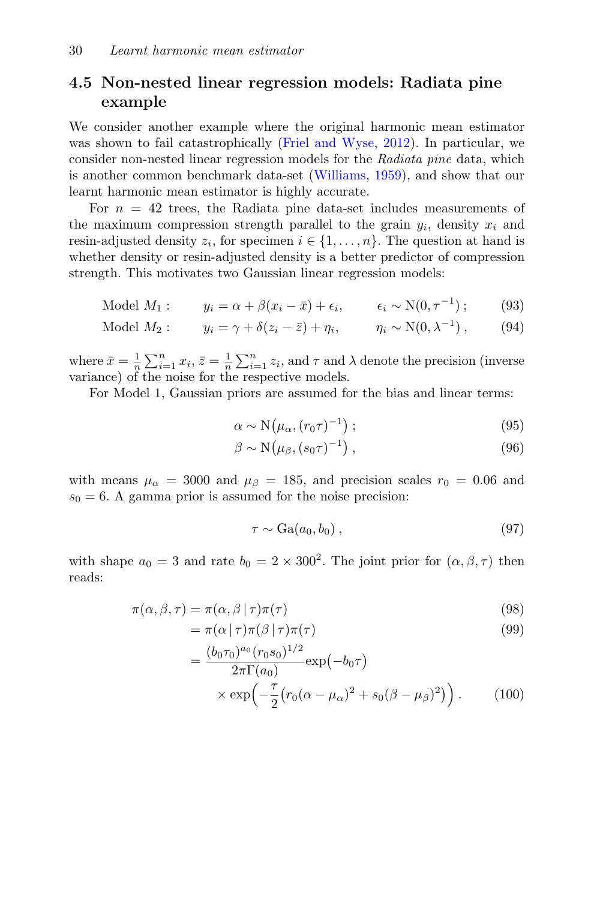## 4.5 Non-nested linear regression models: Radiata pine example

We consider another example where the original harmonic mean estimator was shown to fail catastrophically (Friel and Wyse, 2012). In particular, we consider non-nested linear regression models for the *Radiata pine* data, which is another common benchmark data-set (Williams, 1959), and show that our learnt harmonic mean estimator is highly accurate.

For $n = 42$ trees, the Radiata pine data-set includes measurements of the maximum compression strength parallel to the grain $y_i$, density $x_i$ and resin-adjusted density $z_i$, for specimen $i \in \{1, \ldots, n\}$. The question at hand is whether density or resin-adjusted density is a better predictor of compression strength. This motivates two Gaussian linear regression models:

$$\text{Model } M_1: \qquad y_i = \alpha + \beta(x_i - \bar{x}) + \epsilon_i, \qquad \epsilon_i \sim \mathrm{N}(0, \tau^{-1})\,; \tag{93}$$

$$\text{Model } M_2: \qquad y_i = \gamma + \delta(z_i - \bar{z}) + \eta_i, \qquad \eta_i \sim \mathrm{N}(0, \lambda^{-1})\,, \tag{94}$$

where $\bar{x} = \frac{1}{n}\sum_{i=1}^{n} x_i$, $\bar{z} = \frac{1}{n}\sum_{i=1}^{n} z_i$, and $\tau$ and $\lambda$ denote the precision (inverse variance) of the noise for the respective models.

For Model 1, Gaussian priors are assumed for the bias and linear terms:

$$\alpha \sim \mathrm{N}\big(\mu_\alpha, (r_0\tau)^{-1}\big)\,; \tag{95}$$

$$\beta \sim \mathrm{N}\big(\mu_\beta, (s_0\tau)^{-1}\big)\,, \tag{96}$$

with means $\mu_\alpha = 3000$ and $\mu_\beta = 185$, and precision scales $r_0 = 0.06$ and $s_0 = 6$. A gamma prior is assumed for the noise precision:

$$\tau \sim \mathrm{Ga}(a_0, b_0)\,, \tag{97}$$

with shape $a_0 = 3$ and rate $b_0 = 2 \times 300^2$. The joint prior for $(\alpha, \beta, \tau)$ then reads:

$$\pi(\alpha, \beta, \tau) = \pi(\alpha, \beta \,|\, \tau)\pi(\tau) \tag{98}$$

$$= \pi(\alpha \,|\, \tau)\pi(\beta \,|\, \tau)\pi(\tau) \tag{99}$$

$$= \frac{(b_0\tau_0)^{a_0}(r_0 s_0)^{1/2}}{2\pi\Gamma(a_0)}\exp\big(-b_0\tau\big) \times \exp\Big(-\frac{\tau}{2}\big(r_0(\alpha - \mu_\alpha)^2 + s_0(\beta - \mu_\beta)^2\big)\Big)\,. \tag{100}$$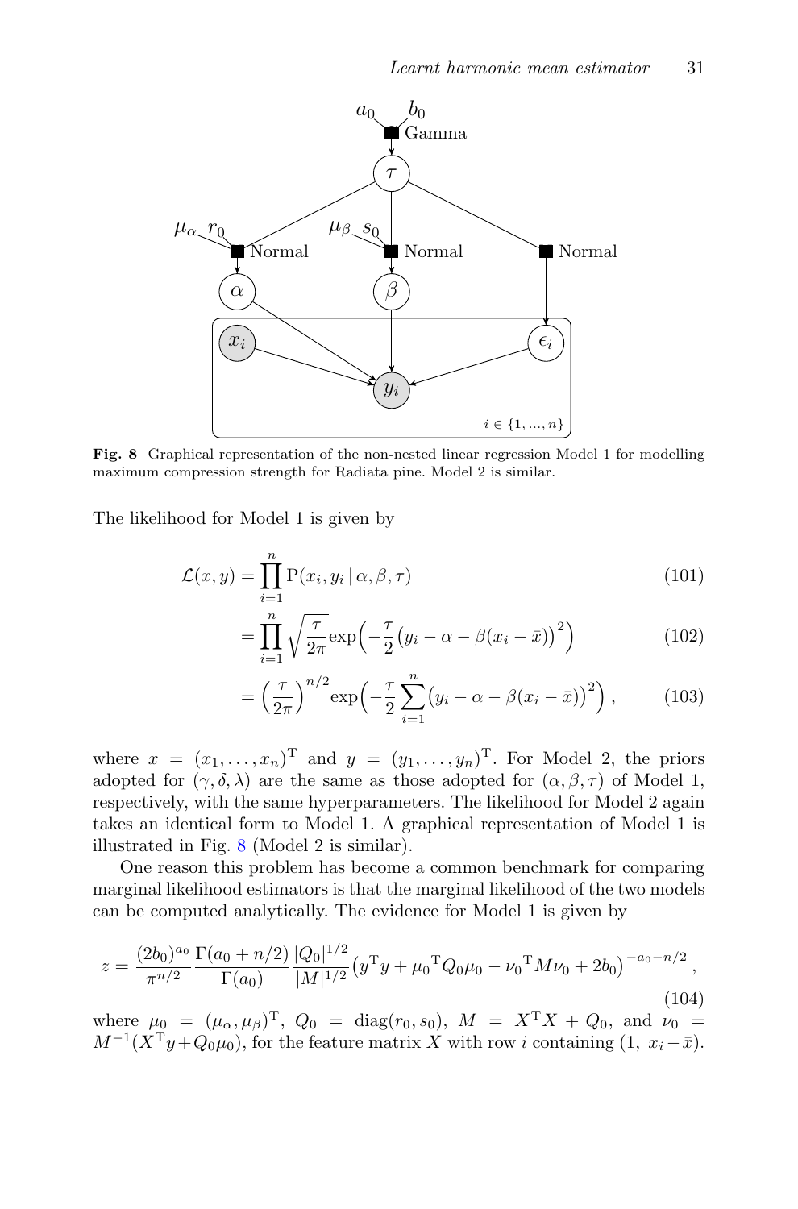**Fig. 8** Graphical representation of the non-nested linear regression Model 1 for modelling maximum compression strength for Radiata pine. Model 2 is similar.

The likelihood for Model 1 is given by

$$\mathcal{L}(x, y) = \prod_{i=1}^{n} \mathrm{P}(x_i, y_i \,|\, \alpha, \beta, \tau) \tag{101}$$

$$= \prod_{i=1}^{n} \sqrt{\frac{\tau}{2\pi}} \exp\Big(-\frac{\tau}{2}\big(y_i - \alpha - \beta(x_i - \bar{x})\big)^2\Big) \tag{102}$$

$$= \Big(\frac{\tau}{2\pi}\Big)^{n/2} \exp\Big(-\frac{\tau}{2}\sum_{i=1}^{n}\big(y_i - \alpha - \beta(x_i - \bar{x})\big)^2\Big), \tag{103}$$

where $x = (x_1, \ldots, x_n)^{\mathrm{T}}$ and $y = (y_1, \ldots, y_n)^{\mathrm{T}}$. For Model 2, the priors adopted for $(\gamma, \delta, \lambda)$ are the same as those adopted for $(\alpha, \beta, \tau)$ of Model 1, respectively, with the same hyperparameters. The likelihood for Model 2 again takes an identical form to Model 1. A graphical representation of Model 1 is illustrated in Fig. 8 (Model 2 is similar).

One reason this problem has become a common benchmark for comparing marginal likelihood estimators is that the marginal likelihood of the two models can be computed analytically. The evidence for Model 1 is given by

$$z = \frac{(2b_0)^{a_0}}{\pi^{n/2}} \frac{\Gamma(a_0 + n/2)}{\Gamma(a_0)} \frac{|Q_0|^{1/2}}{|M|^{1/2}} \big(y^{\mathrm{T}}y + {\mu_0}^{\mathrm{T}} Q_0 \mu_0 - {\nu_0}^{\mathrm{T}} M \nu_0 + 2b_0\big)^{-a_0 - n/2}, \tag{104}$$

where $\mu_0 = (\mu_\alpha, \mu_\beta)^{\mathrm{T}}$, $Q_0 = \mathrm{diag}(r_0, s_0)$, $M = X^{\mathrm{T}}X + Q_0$, and $\nu_0 = M^{-1}(X^{\mathrm{T}}y + Q_0\mu_0)$, for the feature matrix $X$ with row $i$ containing $(1,\ x_i - \bar{x})$.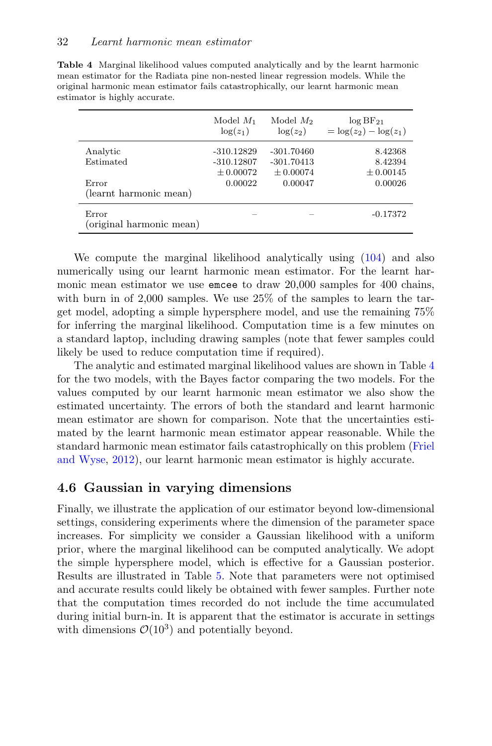**Table 4** Marginal likelihood values computed analytically and by the learnt harmonic mean estimator for the Radiata pine non-nested linear regression models. While the original harmonic mean estimator fails catastrophically, our learnt harmonic mean estimator is highly accurate.

| | Model $M_1$ $\log(z_1)$ | Model $M_2$ $\log(z_2)$ | $\log \mathrm{BF}_{21}$ $= \log(z_2) - \log(z_1)$ |
|---|---|---|---|
| Analytic | -310.12829 | -301.70460 | 8.42368 |
| Estimated | -310.12807 | -301.70413 | 8.42394 |
| | $\pm$ 0.00072 | $\pm$ 0.00074 | $\pm$ 0.00145 |
| Error (learnt harmonic mean) | 0.00022 | 0.00047 | 0.00026 |
| Error (original harmonic mean) | – | – | -0.17372 |

We compute the marginal likelihood analytically using (104) and also numerically using our learnt harmonic mean estimator. For the learnt harmonic mean estimator we use `emcee` to draw 20,000 samples for 400 chains, with burn in of 2,000 samples. We use 25% of the samples to learn the target model, adopting a simple hypersphere model, and use the remaining 75% for inferring the marginal likelihood. Computation time is a few minutes on a standard laptop, including drawing samples (note that fewer samples could likely be used to reduce computation time if required).

The analytic and estimated marginal likelihood values are shown in Table 4 for the two models, with the Bayes factor comparing the two models. For the values computed by our learnt harmonic mean estimator we also show the estimated uncertainty. The errors of both the standard and learnt harmonic mean estimator are shown for comparison. Note that the uncertainties estimated by the learnt harmonic mean estimator appear reasonable. While the standard harmonic mean estimator fails catastrophically on this problem (Friel and Wyse, 2012), our learnt harmonic mean estimator is highly accurate.

## 4.6 Gaussian in varying dimensions

Finally, we illustrate the application of our estimator beyond low-dimensional settings, considering experiments where the dimension of the parameter space increases. For simplicity we consider a Gaussian likelihood with a uniform prior, where the marginal likelihood can be computed analytically. We adopt the simple hypersphere model, which is effective for a Gaussian posterior. Results are illustrated in Table 5. Note that parameters were not optimised and accurate results could likely be obtained with fewer samples. Further note that the computation times recorded do not include the time accumulated during initial burn-in. It is apparent that the estimator is accurate in settings with dimensions $\mathcal{O}(10^3)$ and potentially beyond.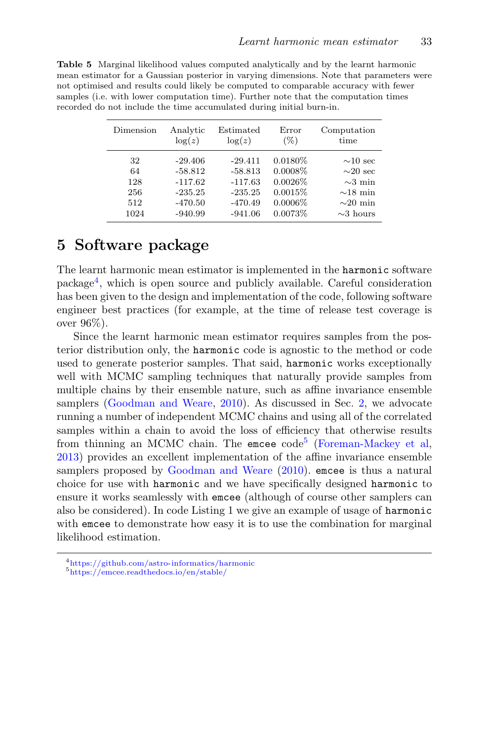**Table 5** Marginal likelihood values computed analytically and by the learnt harmonic mean estimator for a Gaussian posterior in varying dimensions. Note that parameters were not optimised and results could likely be computed to comparable accuracy with fewer samples (i.e. with lower computation time). Further note that the computation times recorded do not include the time accumulated during initial burn-in.

| Dimension | Analytic $\log(z)$ | Estimated $\log(z)$ | Error (%) | Computation time |
|---|---|---|---|---|
| 32 | -29.406 | -29.411 | 0.0180% | ∼10 sec |
| 64 | -58.812 | -58.813 | 0.0008% | ∼20 sec |
| 128 | -117.62 | -117.63 | 0.0026% | ∼3 min |
| 256 | -235.25 | -235.25 | 0.0015% | ∼18 min |
| 512 | -470.50 | -470.49 | 0.0006% | ∼20 min |
| 1024 | -940.99 | -941.06 | 0.0073% | ∼3 hours |

# 5 Software package

The learnt harmonic mean estimator is implemented in the `harmonic` software package[4], which is open source and publicly available. Careful consideration has been given to the design and implementation of the code, following software engineer best practices (for example, at the time of release test coverage is over 96%).

Since the learnt harmonic mean estimator requires samples from the posterior distribution only, the `harmonic` code is agnostic to the method or code used to generate posterior samples. That said, `harmonic` works exceptionally well with MCMC sampling techniques that naturally provide samples from multiple chains by their ensemble nature, such as affine invariance ensemble samplers (Goodman and Weare, 2010). As discussed in Sec. 2, we advocate running a number of independent MCMC chains and using all of the correlated samples within a chain to avoid the loss of efficiency that otherwise results from thinning an MCMC chain. The `emcee` code[5] (Foreman-Mackey et al, 2013) provides an excellent implementation of the affine invariance ensemble samplers proposed by Goodman and Weare (2010). `emcee` is thus a natural choice for use with `harmonic` and we have specifically designed `harmonic` to ensure it works seamlessly with `emcee` (although of course other samplers can also be considered). In code Listing 1 we give an example of usage of `harmonic` with `emcee` to demonstrate how easy it is to use the combination for marginal likelihood estimation.

[4] https://github.com/astro-informatics/harmonic

[5] https://emcee.readthedocs.io/en/stable/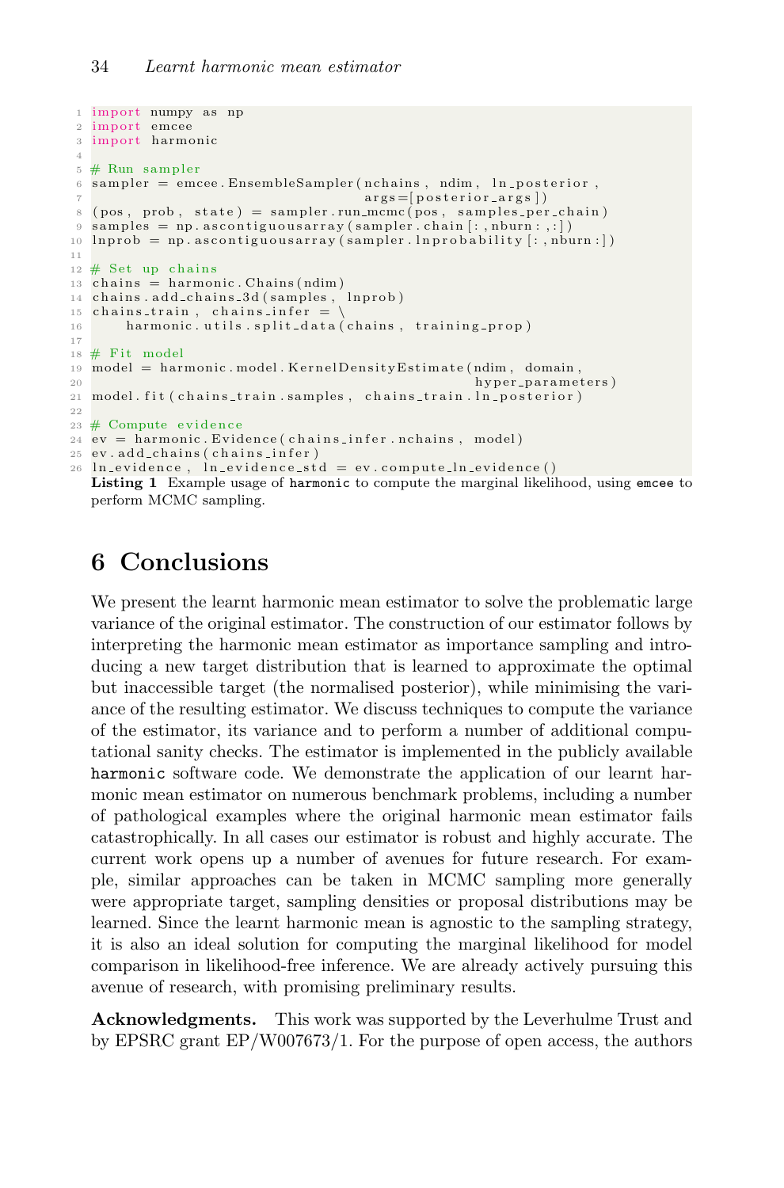```python
import numpy as np
import emcee
import harmonic

# Run sampler
sampler = emcee.EnsembleSampler(nchains, ndim, ln_posterior,
                                args=[posterior_args])
(pos, prob, state) = sampler.run_mcmc(pos, samples_per_chain)
samples = np.ascontiguousarray(sampler.chain[:,nburn:,:])
lnprob = np.ascontiguousarray(sampler.lnprobability[:,nburn:])

# Set up chains
chains = harmonic.Chains(ndim)
chains.add_chains_3d(samples, lnprob)
chains_train, chains_infer = \
    harmonic.utils.split_data(chains, training_prop)

# Fit model
model = harmonic.model.KernelDensityEstimate(ndim, domain,
                                             hyper_parameters)
model.fit(chains_train.samples, chains_train.ln_posterior)

# Compute evidence
ev = harmonic.Evidence(chains_infer.nchains, model)
ev.add_chains(chains_infer)
ln_evidence, ln_evidence_std = ev.compute_ln_evidence()
```

**Listing 1** Example usage of `harmonic` to compute the marginal likelihood, using `emcee` to perform MCMC sampling.

## 6 Conclusions

We present the learnt harmonic mean estimator to solve the problematic large variance of the original estimator. The construction of our estimator follows by interpreting the harmonic mean estimator as importance sampling and introducing a new target distribution that is learned to approximate the optimal but inaccessible target (the normalised posterior), while minimising the variance of the resulting estimator. We discuss techniques to compute the variance of the estimator, its variance and to perform a number of additional computational sanity checks. The estimator is implemented in the publicly available `harmonic` software code. We demonstrate the application of our learnt harmonic mean estimator on numerous benchmark problems, including a number of pathological examples where the original harmonic mean estimator fails catastrophically. In all cases our estimator is robust and highly accurate. The current work opens up a number of avenues for future research. For example, similar approaches can be taken in MCMC sampling more generally were appropriate target, sampling densities or proposal distributions may be learned. Since the learnt harmonic mean is agnostic to the sampling strategy, it is also an ideal solution for computing the marginal likelihood for model comparison in likelihood-free inference. We are already actively pursuing this avenue of research, with promising preliminary results.

**Acknowledgments.** This work was supported by the Leverhulme Trust and by EPSRC grant EP/W007673/1. For the purpose of open access, the authors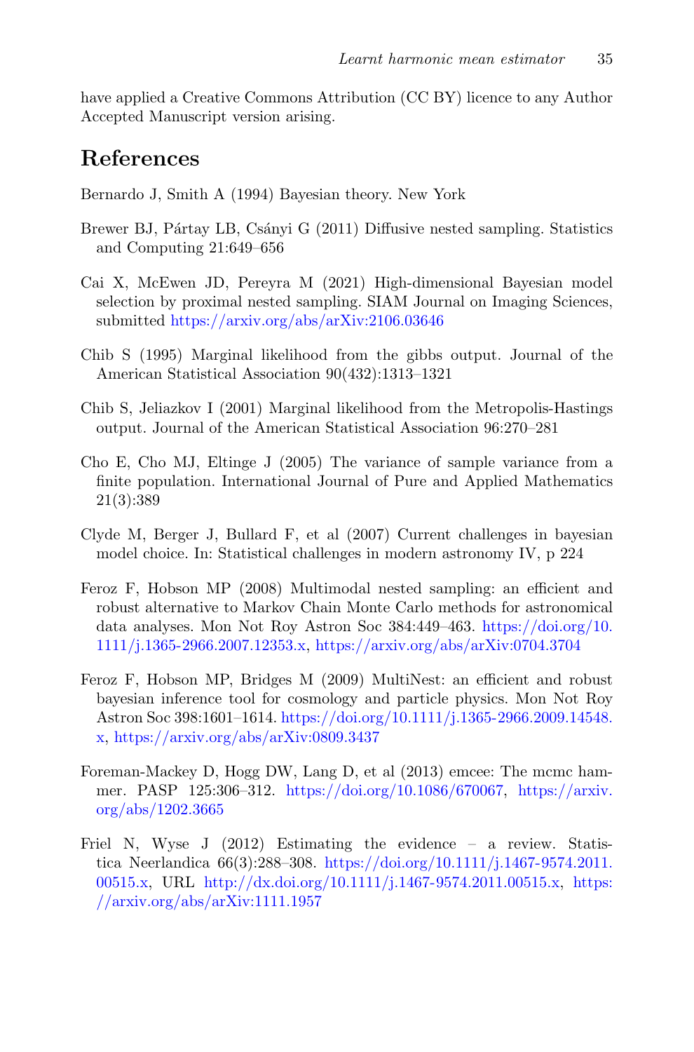have applied a Creative Commons Attribution (CC BY) licence to any Author Accepted Manuscript version arising.

## References

Bernardo J, Smith A (1994) Bayesian theory. New York

Brewer BJ, Pártay LB, Csányi G (2011) Diffusive nested sampling. Statistics and Computing 21:649–656

Cai X, McEwen JD, Pereyra M (2021) High-dimensional Bayesian model selection by proximal nested sampling. SIAM Journal on Imaging Sciences, submitted https://arxiv.org/abs/arXiv:2106.03646

Chib S (1995) Marginal likelihood from the gibbs output. Journal of the American Statistical Association 90(432):1313–1321

Chib S, Jeliazkov I (2001) Marginal likelihood from the Metropolis-Hastings output. Journal of the American Statistical Association 96:270–281

Cho E, Cho MJ, Eltinge J (2005) The variance of sample variance from a finite population. International Journal of Pure and Applied Mathematics 21(3):389

Clyde M, Berger J, Bullard F, et al (2007) Current challenges in bayesian model choice. In: Statistical challenges in modern astronomy IV, p 224

Feroz F, Hobson MP (2008) Multimodal nested sampling: an efficient and robust alternative to Markov Chain Monte Carlo methods for astronomical data analyses. Mon Not Roy Astron Soc 384:449–463. https://doi.org/10.1111/j.1365-2966.2007.12353.x, https://arxiv.org/abs/arXiv:0704.3704

Feroz F, Hobson MP, Bridges M (2009) MultiNest: an efficient and robust bayesian inference tool for cosmology and particle physics. Mon Not Roy Astron Soc 398:1601–1614. https://doi.org/10.1111/j.1365-2966.2009.14548.x, https://arxiv.org/abs/arXiv:0809.3437

Foreman-Mackey D, Hogg DW, Lang D, et al (2013) emcee: The mcmc hammer. PASP 125:306–312. https://doi.org/10.1086/670067, https://arxiv.org/abs/1202.3665

Friel N, Wyse J (2012) Estimating the evidence – a review. Statistica Neerlandica 66(3):288–308. https://doi.org/10.1111/j.1467-9574.2011.00515.x, URL http://dx.doi.org/10.1111/j.1467-9574.2011.00515.x, https://arxiv.org/abs/arXiv:1111.1957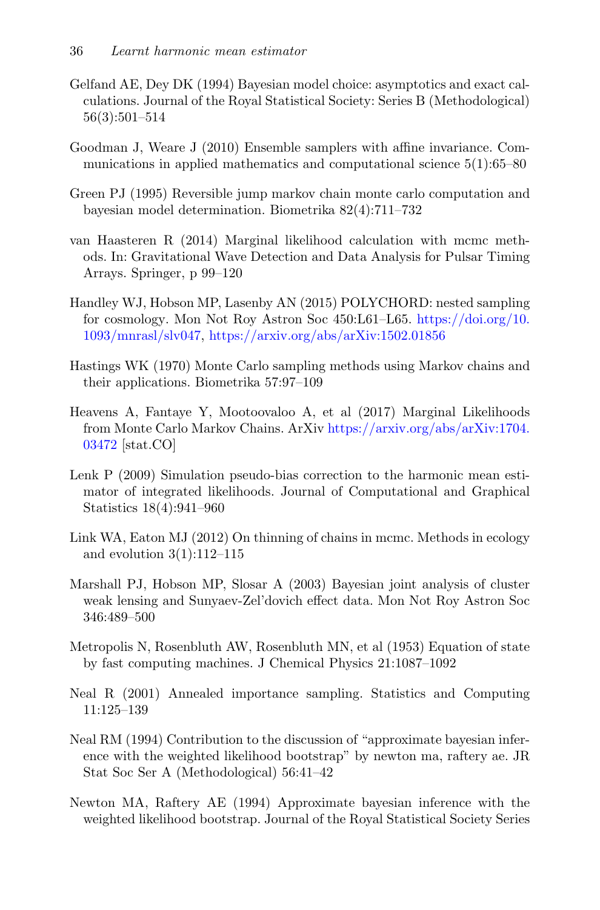Gelfand AE, Dey DK (1994) Bayesian model choice: asymptotics and exact calculations. Journal of the Royal Statistical Society: Series B (Methodological) 56(3):501–514

Goodman J, Weare J (2010) Ensemble samplers with affine invariance. Communications in applied mathematics and computational science 5(1):65–80

Green PJ (1995) Reversible jump markov chain monte carlo computation and bayesian model determination. Biometrika 82(4):711–732

van Haasteren R (2014) Marginal likelihood calculation with mcmc methods. In: Gravitational Wave Detection and Data Analysis for Pulsar Timing Arrays. Springer, p 99–120

Handley WJ, Hobson MP, Lasenby AN (2015) POLYCHORD: nested sampling for cosmology. Mon Not Roy Astron Soc 450:L61–L65. https://doi.org/10.1093/mnrasl/slv047, https://arxiv.org/abs/arXiv:1502.01856

Hastings WK (1970) Monte Carlo sampling methods using Markov chains and their applications. Biometrika 57:97–109

Heavens A, Fantaye Y, Mootoovaloo A, et al (2017) Marginal Likelihoods from Monte Carlo Markov Chains. ArXiv https://arxiv.org/abs/arXiv:1704.03472 [stat.CO]

Lenk P (2009) Simulation pseudo-bias correction to the harmonic mean estimator of integrated likelihoods. Journal of Computational and Graphical Statistics 18(4):941–960

Link WA, Eaton MJ (2012) On thinning of chains in mcmc. Methods in ecology and evolution 3(1):112–115

Marshall PJ, Hobson MP, Slosar A (2003) Bayesian joint analysis of cluster weak lensing and Sunyaev-Zel'dovich effect data. Mon Not Roy Astron Soc 346:489–500

Metropolis N, Rosenbluth AW, Rosenbluth MN, et al (1953) Equation of state by fast computing machines. J Chemical Physics 21:1087–1092

Neal R (2001) Annealed importance sampling. Statistics and Computing 11:125–139

Neal RM (1994) Contribution to the discussion of "approximate bayesian inference with the weighted likelihood bootstrap" by newton ma, raftery ae. JR Stat Soc Ser A (Methodological) 56:41–42

Newton MA, Raftery AE (1994) Approximate bayesian inference with the weighted likelihood bootstrap. Journal of the Royal Statistical Society Series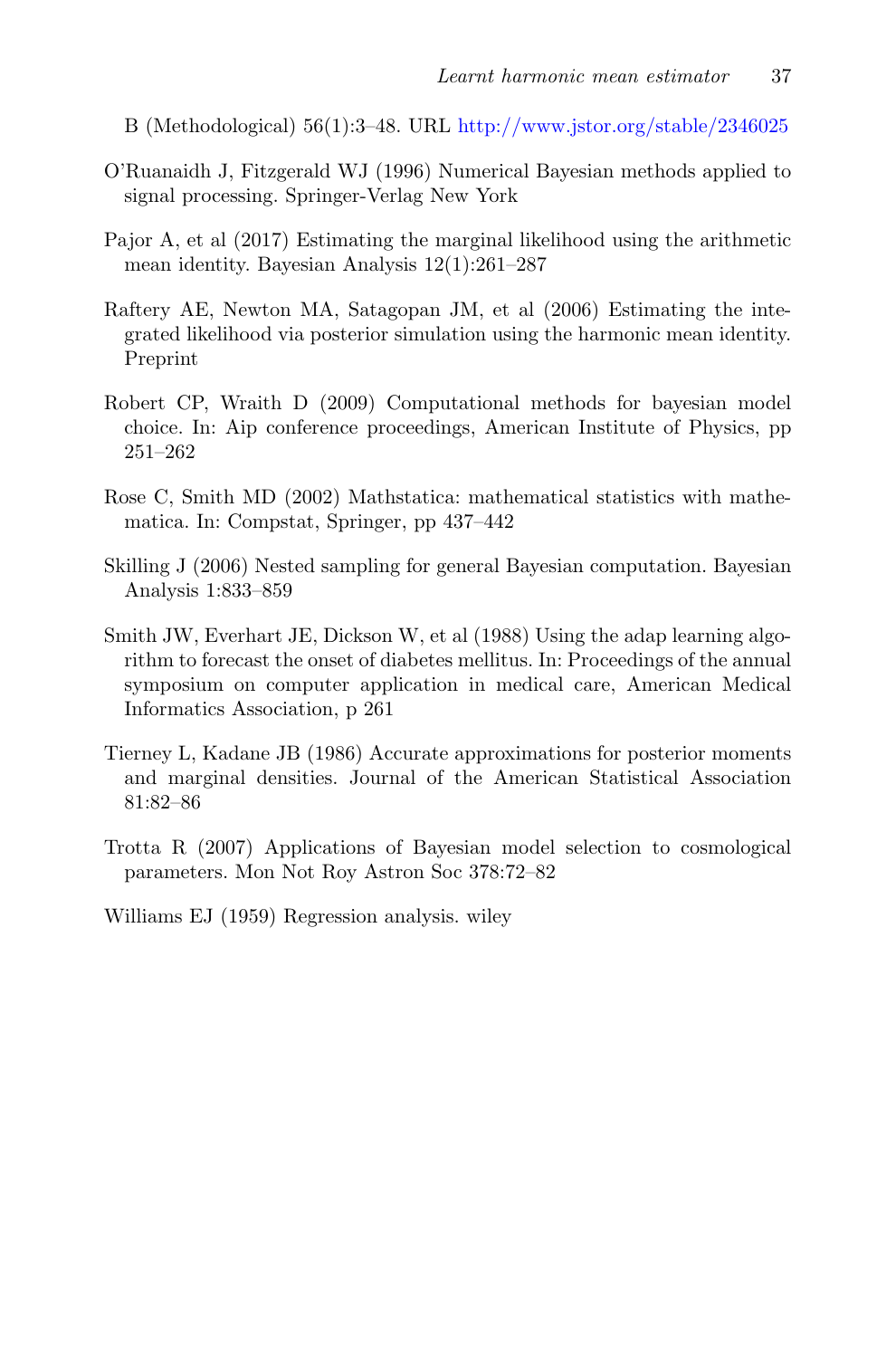B (Methodological) 56(1):3–48. URL http://www.jstor.org/stable/2346025

O'Ruanaidh J, Fitzgerald WJ (1996) Numerical Bayesian methods applied to signal processing. Springer-Verlag New York

Pajor A, et al (2017) Estimating the marginal likelihood using the arithmetic mean identity. Bayesian Analysis 12(1):261–287

Raftery AE, Newton MA, Satagopan JM, et al (2006) Estimating the integrated likelihood via posterior simulation using the harmonic mean identity. Preprint

Robert CP, Wraith D (2009) Computational methods for bayesian model choice. In: Aip conference proceedings, American Institute of Physics, pp 251–262

Rose C, Smith MD (2002) Mathstatica: mathematical statistics with mathematica. In: Compstat, Springer, pp 437–442

Skilling J (2006) Nested sampling for general Bayesian computation. Bayesian Analysis 1:833–859

Smith JW, Everhart JE, Dickson W, et al (1988) Using the adap learning algorithm to forecast the onset of diabetes mellitus. In: Proceedings of the annual symposium on computer application in medical care, American Medical Informatics Association, p 261

Tierney L, Kadane JB (1986) Accurate approximations for posterior moments and marginal densities. Journal of the American Statistical Association 81:82–86

Trotta R (2007) Applications of Bayesian model selection to cosmological parameters. Mon Not Roy Astron Soc 378:72–82

Williams EJ (1959) Regression analysis. wiley